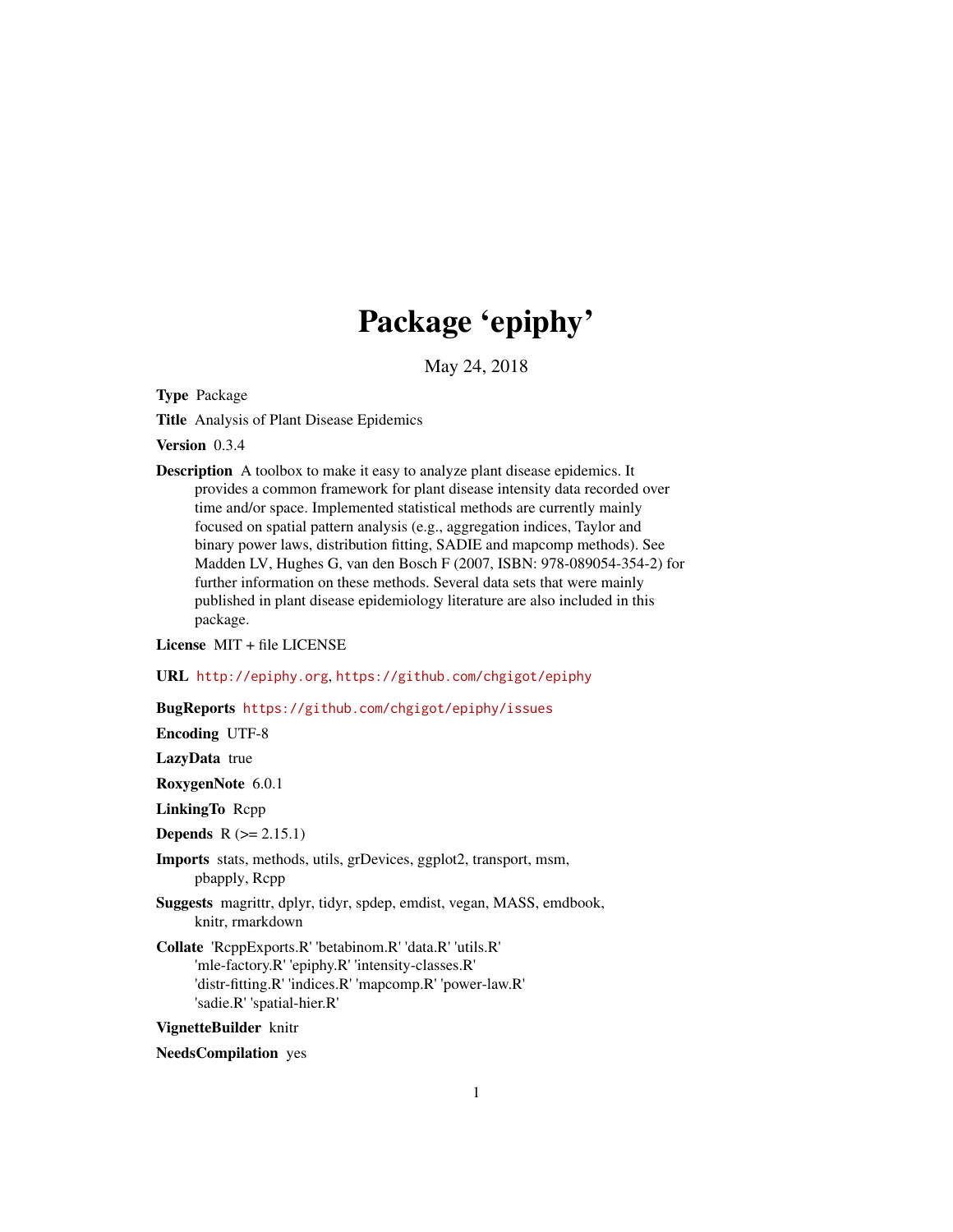# Package 'epiphy'

May 24, 2018

**Type** Package

**Title** Analysis of Plant Disease Epidemics

**Version** 0.3.4

**Description** A toolbox to make it easy to analyze plant disease epidemics. It provides a common framework for plant disease intensity data recorded over time and/or space. Implemented statistical methods are currently mainly focused on spatial pattern analysis (e.g., aggregation indices, Taylor and binary power laws, distribution fitting, SADIE and mapcomp methods). See Madden LV, Hughes G, van den Bosch F (2007, ISBN: 978-089054-354-2) for further information on these methods. Several data sets that were mainly published in plant disease epidemiology literature are also included in this package.

**License** MIT + file LICENSE

**URL** http://epiphy.org, https://github.com/chgigot/epiphy

**BugReports** https://github.com/chgigot/epiphy/issues

**Encoding** UTF-8

**LazyData** true

**RoxygenNote** 6.0.1

**LinkingTo** Rcpp

**Depends** R (>= 2.15.1)

**Imports** stats, methods, utils, grDevices, ggplot2, transport, msm, pbapply, Rcpp

**Suggests** magrittr, dplyr, tidyr, spdep, emdist, vegan, MASS, emdbook, knitr, rmarkdown

**Collate** 'RcppExports.R' 'betabinom.R' 'data.R' 'utils.R' 'mle-factory.R' 'epiphy.R' 'intensity-classes.R' 'distr-fitting.R' 'indices.R' 'mapcomp.R' 'power-law.R' 'sadie.R' 'spatial-hier.R'

**VignetteBuilder** knitr

**NeedsCompilation** yes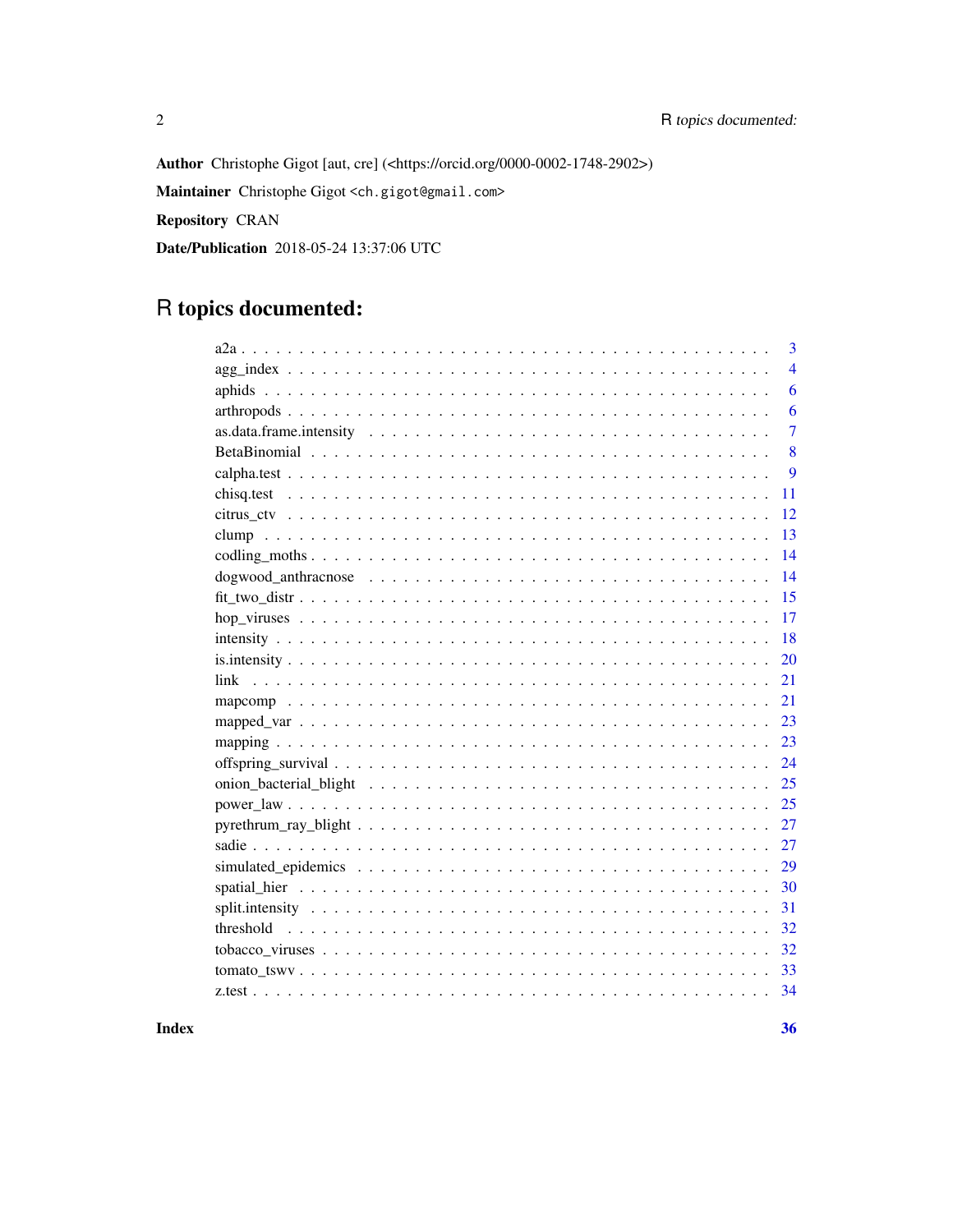**Author** Christophe Gigot [aut, cre] (<https://orcid.org/0000-0002-1748-2902>)

**Maintainer** Christophe Gigot <ch.gigot@gmail.com>

**Repository** CRAN

**Date/Publication** 2018-05-24 13:37:06 UTC

# R topics documented:

| | |
|---|---|
| a2a | 3 |
| agg_index | 4 |
| aphids | 6 |
| arthropods | 6 |
| as.data.frame.intensity | 7 |
| BetaBinomial | 8 |
| calpha.test | 9 |
| chisq.test | 11 |
| citrus_ctv | 12 |
| clump | 13 |
| codling_moths | 14 |
| dogwood_anthracnose | 14 |
| fit_two_distr | 15 |
| hop_viruses | 17 |
| intensity | 18 |
| is.intensity | 20 |
| link | 21 |
| mapcomp | 21 |
| mapped_var | 23 |
| mapping | 23 |
| offspring_survival | 24 |
| onion_bacterial_blight | 25 |
| power_law | 25 |
| pyrethrum_ray_blight | 27 |
| sadie | 27 |
| simulated_epidemics | 29 |
| spatial_hier | 30 |
| split.intensity | 31 |
| threshold | 32 |
| tobacco_viruses | 32 |
| tomato_tswv | 33 |
| z.test | 34 |
| **Index** | **36** |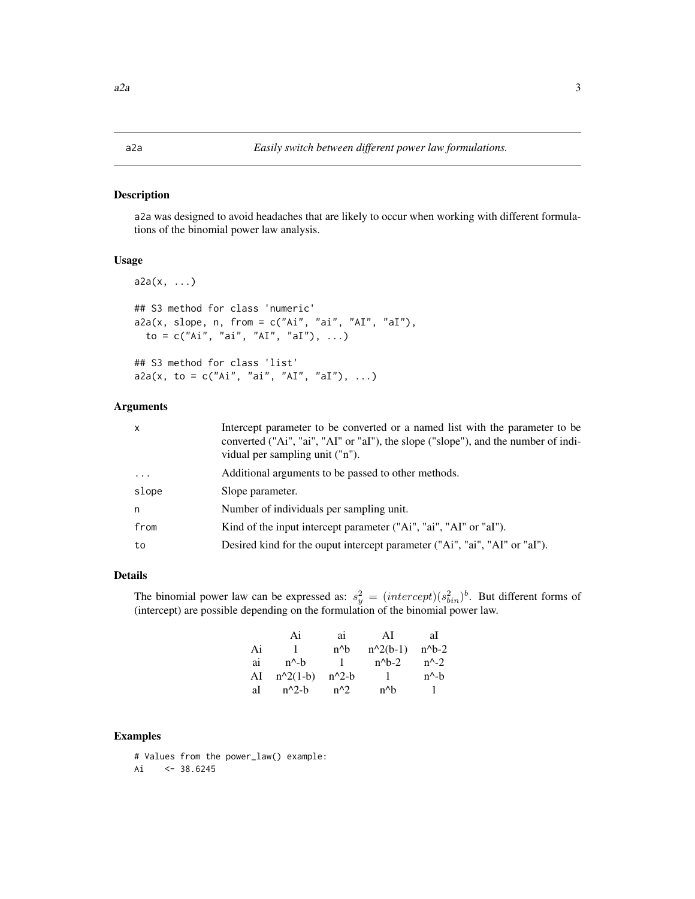# a2a — *Easily switch between different power law formulations.*

## Description

a2a was designed to avoid headaches that are likely to occur when working with different formulations of the binomial power law analysis.

## Usage

```
a2a(x, ...)

## S3 method for class 'numeric'
a2a(x, slope, n, from = c("Ai", "ai", "AI", "aI"),
  to = c("Ai", "ai", "AI", "aI"), ...)

## S3 method for class 'list'
a2a(x, to = c("Ai", "ai", "AI", "aI"), ...)
```

## Arguments

| | |
|---|---|
| x | Intercept parameter to be converted or a named list with the parameter to be converted ("Ai", "ai", "AI" or "aI"), the slope ("slope"), and the number of individual per sampling unit ("n"). |
| ... | Additional arguments to be passed to other methods. |
| slope | Slope parameter. |
| n | Number of individuals per sampling unit. |
| from | Kind of the input intercept parameter ("Ai", "ai", "AI" or "aI"). |
| to | Desired kind for the ouput intercept parameter ("Ai", "ai", "AI" or "aI"). |

## Details

The binomial power law can be expressed as: $s_y^2 = (intercept)(s_{bin}^2)^b$. But different forms of (intercept) are possible depending on the formulation of the binomial power law.

| | Ai | ai | AI | aI |
|---|---|---|---|---|
| Ai | 1 | n^b | n^2(b-1) | n^b-2 |
| ai | n^-b | 1 | n^b-2 | n^-2 |
| AI | n^2(1-b) | n^2-b | 1 | n^-b |
| aI | n^2-b | n^2 | n^b | 1 |

## Examples

```
# Values from the power_law() example:
Ai    <- 38.6245
```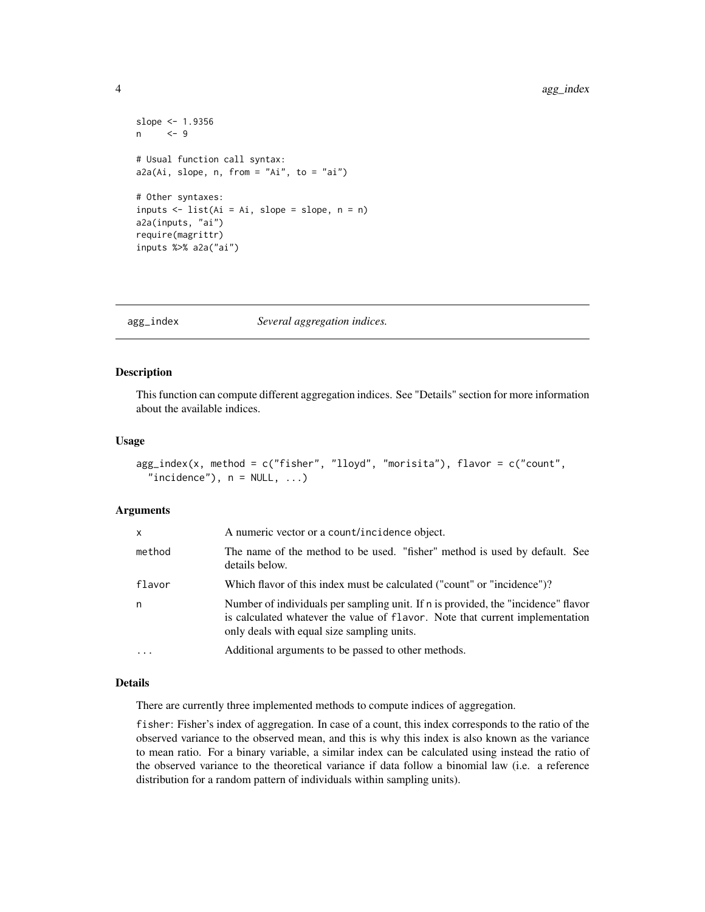```
slope <- 1.9356
n     <- 9

# Usual function call syntax:
a2a(Ai, slope, n, from = "Ai", to = "ai")

# Other syntaxes:
inputs <- list(Ai = Ai, slope = slope, n = n)
a2a(inputs, "ai")
require(magrittr)
inputs %>% a2a("ai")
```

---

## agg_index — *Several aggregation indices.*

---

### Description

This function can compute different aggregation indices. See "Details" section for more information about the available indices.

### Usage

```
agg_index(x, method = c("fisher", "lloyd", "morisita"), flavor = c("count",
  "incidence"), n = NULL, ...)
```

### Arguments

| | |
|---|---|
| `x` | A numeric vector or a `count`/`incidence` object. |
| `method` | The name of the method to be used. "fisher" method is used by default. See details below. |
| `flavor` | Which flavor of this index must be calculated ("count" or "incidence")? |
| `n` | Number of individuals per sampling unit. If `n` is provided, the "incidence" flavor is calculated whatever the value of `flavor`. Note that current implementation only deals with equal size sampling units. |
| `...` | Additional arguments to be passed to other methods. |

### Details

There are currently three implemented methods to compute indices of aggregation.

`fisher`: Fisher's index of aggregation. In case of a count, this index corresponds to the ratio of the observed variance to the observed mean, and this is why this index is also known as the variance to mean ratio. For a binary variable, a similar index can be calculated using instead the ratio of the observed variance to the theoretical variance if data follow a binomial law (i.e. a reference distribution for a random pattern of individuals within sampling units).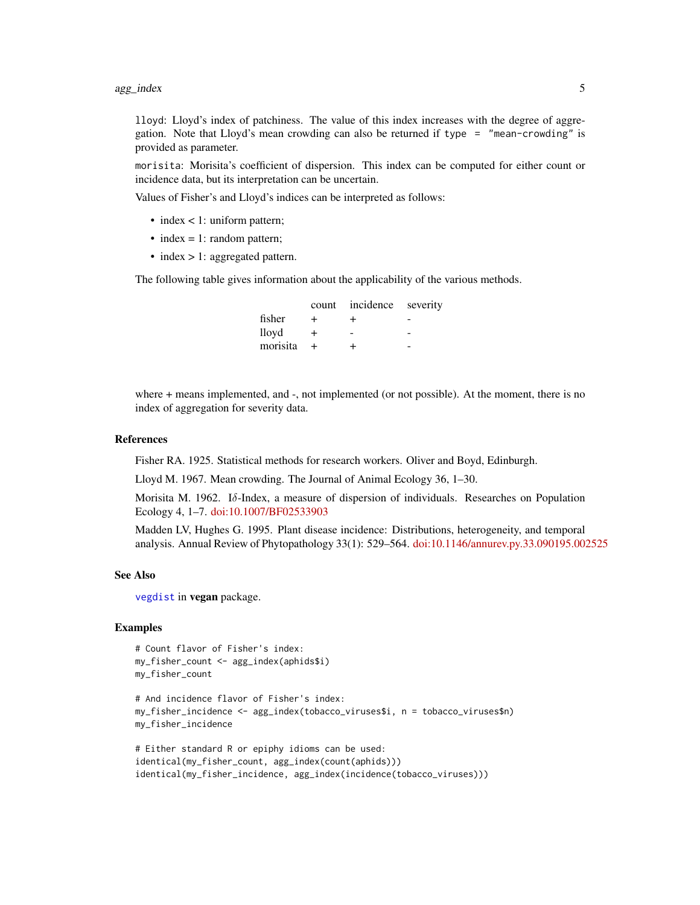`lloyd`: Lloyd's index of patchiness. The value of this index increases with the degree of aggregation. Note that Lloyd's mean crowding can also be returned if `type = "mean-crowding"` is provided as parameter.

`morisita`: Morisita's coefficient of dispersion. This index can be computed for either count or incidence data, but its interpretation can be uncertain.

Values of Fisher's and Lloyd's indices can be interpreted as follows:

- index < 1: uniform pattern;
- index = 1: random pattern;
- index > 1: aggregated pattern.

The following table gives information about the applicability of the various methods.

| | count | incidence | severity |
|---|---|---|---|
| fisher | + | + | - |
| lloyd | + | - | - |
| morisita | + | + | - |

where + means implemented, and -, not implemented (or not possible). At the moment, there is no index of aggregation for severity data.

## References

Fisher RA. 1925. Statistical methods for research workers. Oliver and Boyd, Edinburgh.

Lloyd M. 1967. Mean crowding. The Journal of Animal Ecology 36, 1–30.

Morisita M. 1962. I$\delta$-Index, a measure of dispersion of individuals. Researches on Population Ecology 4, 1–7. doi:10.1007/BF02533903

Madden LV, Hughes G. 1995. Plant disease incidence: Distributions, heterogeneity, and temporal analysis. Annual Review of Phytopathology 33(1): 529–564. doi:10.1146/annurev.py.33.090195.002525

## See Also

`vegdist` in **vegan** package.

## Examples

```
# Count flavor of Fisher's index:
my_fisher_count <- agg_index(aphids$i)
my_fisher_count

# And incidence flavor of Fisher's index:
my_fisher_incidence <- agg_index(tobacco_viruses$i, n = tobacco_viruses$n)
my_fisher_incidence

# Either standard R or epiphy idioms can be used:
identical(my_fisher_count, agg_index(count(aphids)))
identical(my_fisher_incidence, agg_index(incidence(tobacco_viruses)))
```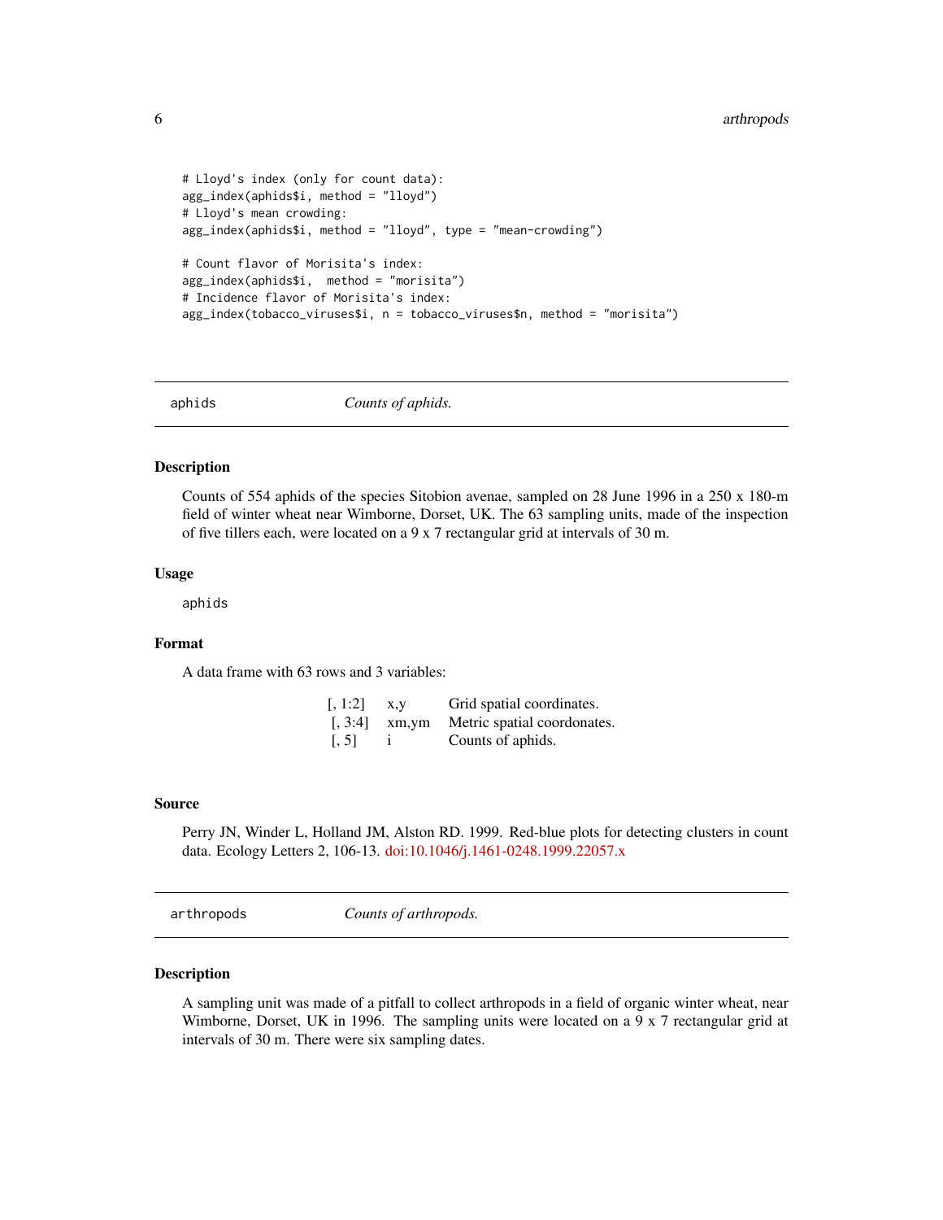```
# Lloyd's index (only for count data):
agg_index(aphids$i, method = "lloyd")
# Lloyd's mean crowding:
agg_index(aphids$i, method = "lloyd", type = "mean-crowding")

# Count flavor of Morisita's index:
agg_index(aphids$i,  method = "morisita")
# Incidence flavor of Morisita's index:
agg_index(tobacco_viruses$i, n = tobacco_viruses$n, method = "morisita")
```

---

## aphids — *Counts of aphids.*

### Description

Counts of 554 aphids of the species Sitobion avenae, sampled on 28 June 1996 in a 250 x 180-m field of winter wheat near Wimborne, Dorset, UK. The 63 sampling units, made of the inspection of five tillers each, were located on a 9 x 7 rectangular grid at intervals of 30 m.

### Usage

```
aphids
```

### Format

A data frame with 63 rows and 3 variables:

| | | |
|---|---|---|
| [, 1:2] | x,y | Grid spatial coordinates. |
| [, 3:4] | xm,ym | Metric spatial coordonates. |
| [, 5] | i | Counts of aphids. |

### Source

Perry JN, Winder L, Holland JM, Alston RD. 1999. Red-blue plots for detecting clusters in count data. Ecology Letters 2, 106-13. doi:10.1046/j.1461-0248.1999.22057.x

---

## arthropods — *Counts of arthropods.*

### Description

A sampling unit was made of a pitfall to collect arthropods in a field of organic winter wheat, near Wimborne, Dorset, UK in 1996. The sampling units were located on a 9 x 7 rectangular grid at intervals of 30 m. There were six sampling dates.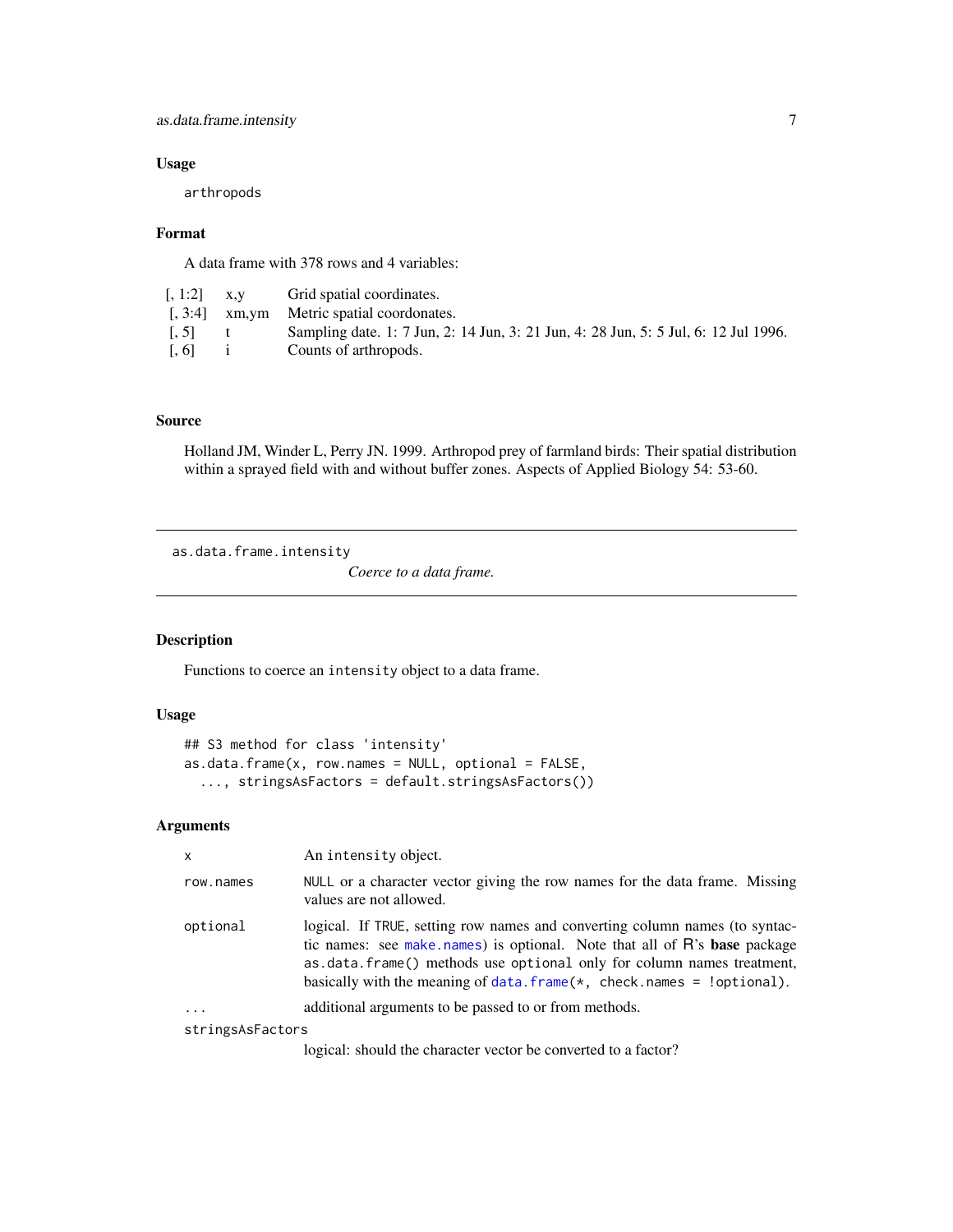### Usage

```
arthropods
```

### Format

A data frame with 378 rows and 4 variables:

| | | |
|---|---|---|
| [, 1:2] | x,y | Grid spatial coordinates. |
| [, 3:4] | xm,ym | Metric spatial coordonates. |
| [, 5] | t | Sampling date. 1: 7 Jun, 2: 14 Jun, 3: 21 Jun, 4: 28 Jun, 5: 5 Jul, 6: 12 Jul 1996. |
| [, 6] | i | Counts of arthropods. |

### Source

Holland JM, Winder L, Perry JN. 1999. Arthropod prey of farmland birds: Their spatial distribution within a sprayed field with and without buffer zones. Aspects of Applied Biology 54: 53-60.

---

## as.data.frame.intensity

*Coerce to a data frame.*

---

### Description

Functions to coerce an `intensity` object to a data frame.

### Usage

```
## S3 method for class 'intensity'
as.data.frame(x, row.names = NULL, optional = FALSE,
  ..., stringsAsFactors = default.stringsAsFactors())
```

### Arguments

| | |
|---|---|
| `x` | An `intensity` object. |
| `row.names` | `NULL` or a character vector giving the row names for the data frame. Missing values are not allowed. |
| `optional` | logical. If `TRUE`, setting row names and converting column names (to syntactic names: see `make.names`) is optional. Note that all of R's **base** package `as.data.frame()` methods use `optional` only for column names treatment, basically with the meaning of `data.frame(*, check.names = !optional)`. |
| `...` | additional arguments to be passed to or from methods. |
| `stringsAsFactors` | logical: should the character vector be converted to a factor? |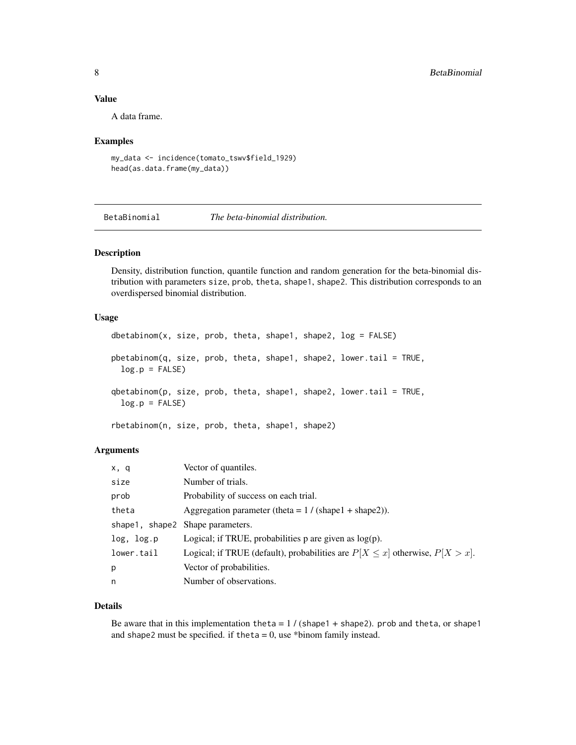## Value

A data frame.

## Examples

```
my_data <- incidence(tomato_tswv$field_1929)
head(as.data.frame(my_data))
```

---

# BetaBinomial — *The beta-binomial distribution.*

---

## Description

Density, distribution function, quantile function and random generation for the beta-binomial distribution with parameters size, prob, theta, shape1, shape2. This distribution corresponds to an overdispersed binomial distribution.

## Usage

```
dbetabinom(x, size, prob, theta, shape1, shape2, log = FALSE)

pbetabinom(q, size, prob, theta, shape1, shape2, lower.tail = TRUE,
  log.p = FALSE)

qbetabinom(p, size, prob, theta, shape1, shape2, lower.tail = TRUE,
  log.p = FALSE)

rbetabinom(n, size, prob, theta, shape1, shape2)
```

## Arguments

| | |
|---|---|
| x, q | Vector of quantiles. |
| size | Number of trials. |
| prob | Probability of success on each trial. |
| theta | Aggregation parameter (theta = 1 / (shape1 + shape2)). |
| shape1, shape2 | Shape parameters. |
| log, log.p | Logical; if TRUE, probabilities p are given as log(p). |
| lower.tail | Logical; if TRUE (default), probabilities are $P[X \leq x]$ otherwise, $P[X > x]$. |
| p | Vector of probabilities. |
| n | Number of observations. |

## Details

Be aware that in this implementation theta = 1 / (shape1 + shape2). prob and theta, or shape1 and shape2 must be specified. if theta = 0, use *binom family instead.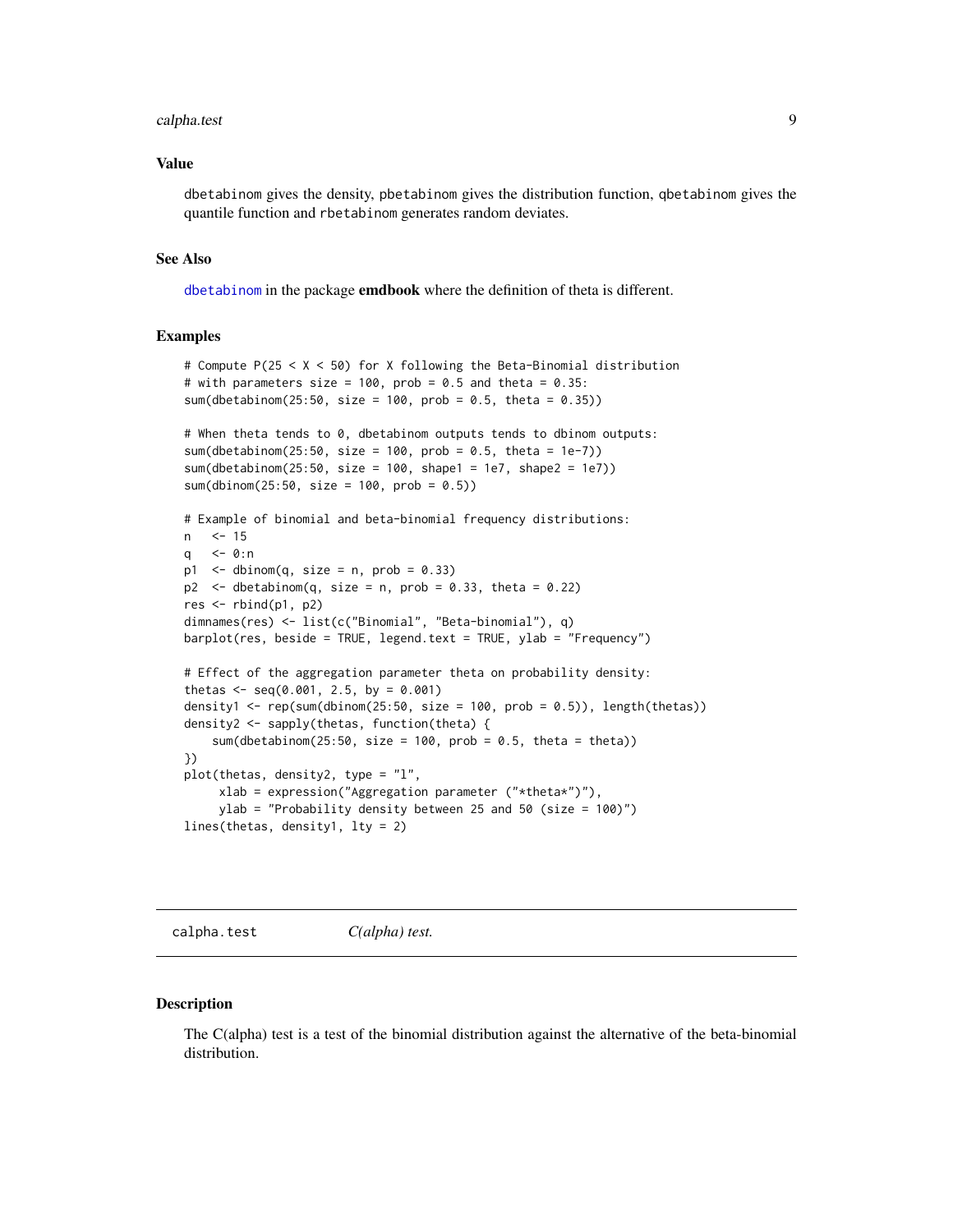## Value

dbetabinom gives the density, pbetabinom gives the distribution function, qbetabinom gives the quantile function and rbetabinom generates random deviates.

## See Also

dbetabinom in the package **emdbook** where the definition of theta is different.

## Examples

```
# Compute P(25 < X < 50) for X following the Beta-Binomial distribution
# with parameters size = 100, prob = 0.5 and theta = 0.35:
sum(dbetabinom(25:50, size = 100, prob = 0.5, theta = 0.35))

# When theta tends to 0, dbetabinom outputs tends to dbinom outputs:
sum(dbetabinom(25:50, size = 100, prob = 0.5, theta = 1e-7))
sum(dbetabinom(25:50, size = 100, shape1 = 1e7, shape2 = 1e7))
sum(dbinom(25:50, size = 100, prob = 0.5))

# Example of binomial and beta-binomial frequency distributions:
n   <- 15
q   <- 0:n
p1  <- dbinom(q, size = n, prob = 0.33)
p2  <- dbetabinom(q, size = n, prob = 0.33, theta = 0.22)
res <- rbind(p1, p2)
dimnames(res) <- list(c("Binomial", "Beta-binomial"), q)
barplot(res, beside = TRUE, legend.text = TRUE, ylab = "Frequency")

# Effect of the aggregation parameter theta on probability density:
thetas <- seq(0.001, 2.5, by = 0.001)
density1 <- rep(sum(dbinom(25:50, size = 100, prob = 0.5)), length(thetas))
density2 <- sapply(thetas, function(theta) {
    sum(dbetabinom(25:50, size = 100, prob = 0.5, theta = theta))
})
plot(thetas, density2, type = "l",
     xlab = expression("Aggregation parameter ("*theta*")"),
     ylab = "Probability density between 25 and 50 (size = 100)")
lines(thetas, density1, lty = 2)
```

---

# calpha.test    *C(alpha) test.*

---

## Description

The C(alpha) test is a test of the binomial distribution against the alternative of the beta-binomial distribution.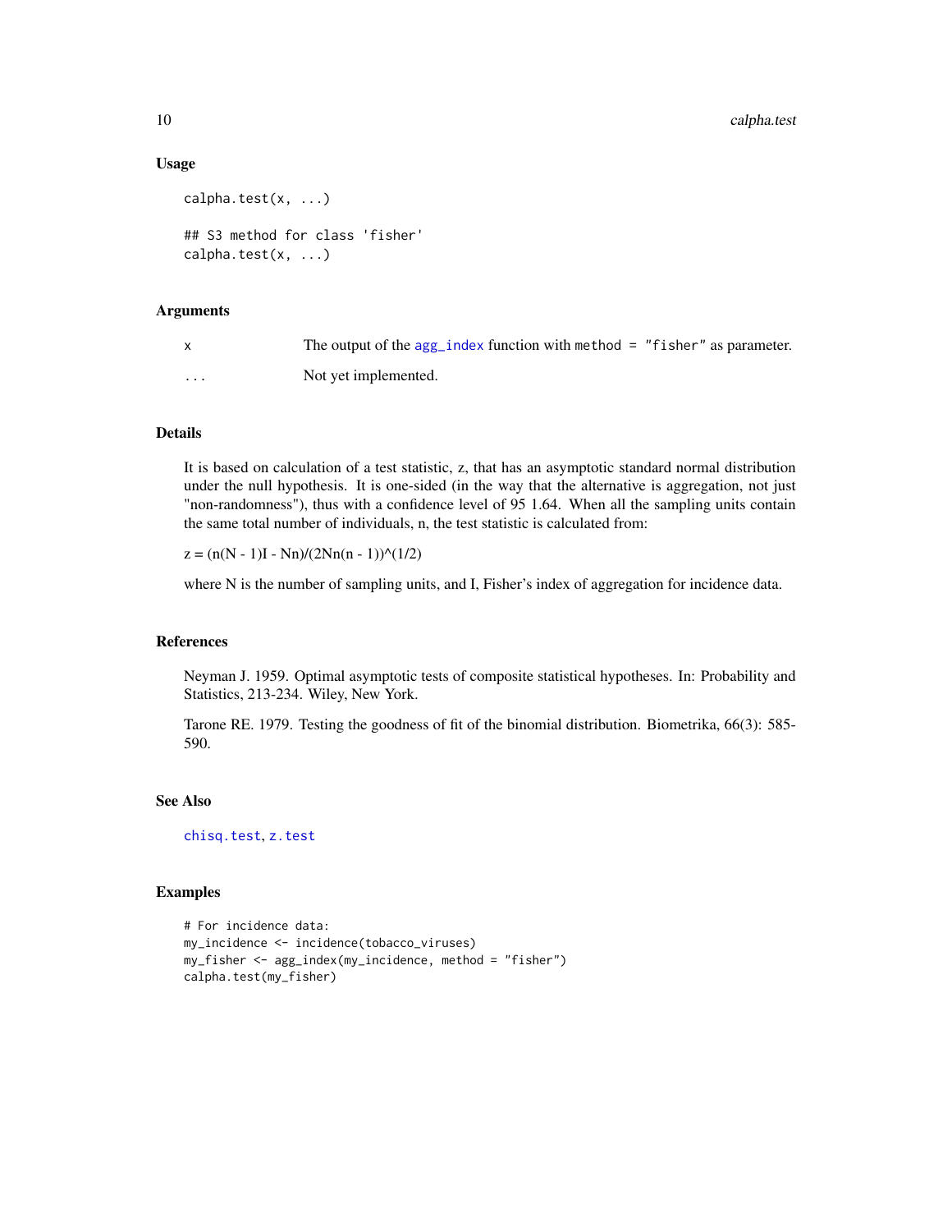### Usage

```
calpha.test(x, ...)

## S3 method for class 'fisher'
calpha.test(x, ...)
```

### Arguments

| | |
|---|---|
| x | The output of the `agg_index` function with `method = "fisher"` as parameter. |
| ... | Not yet implemented. |

### Details

It is based on calculation of a test statistic, z, that has an asymptotic standard normal distribution under the null hypothesis. It is one-sided (in the way that the alternative is aggregation, not just "non-randomness"), thus with a confidence level of 95 1.64. When all the sampling units contain the same total number of individuals, n, the test statistic is calculated from:

z = (n(N - 1)I - Nn)/(2Nn(n - 1))^(1/2)

where N is the number of sampling units, and I, Fisher's index of aggregation for incidence data.

### References

Neyman J. 1959. Optimal asymptotic tests of composite statistical hypotheses. In: Probability and Statistics, 213-234. Wiley, New York.

Tarone RE. 1979. Testing the goodness of fit of the binomial distribution. Biometrika, 66(3): 585-590.

### See Also

`chisq.test`, `z.test`

### Examples

```
# For incidence data:
my_incidence <- incidence(tobacco_viruses)
my_fisher <- agg_index(my_incidence, method = "fisher")
calpha.test(my_fisher)
```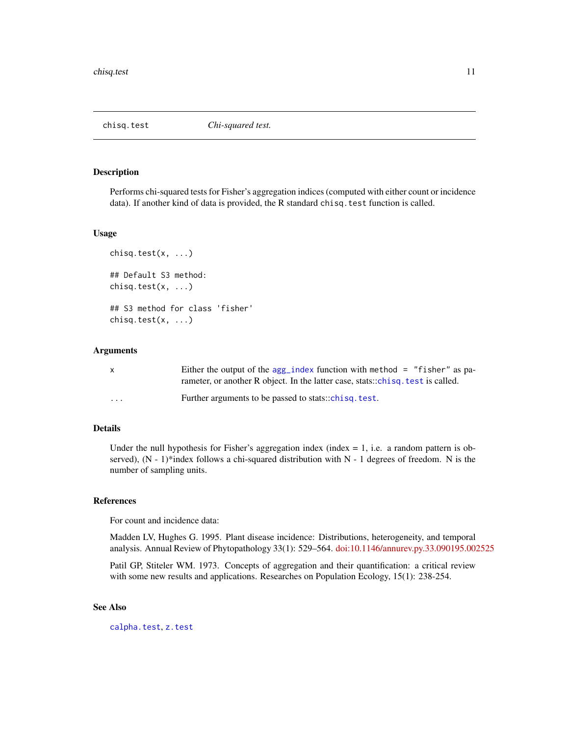# chisq.test — *Chi-squared test.*

## Description

Performs chi-squared tests for Fisher's aggregation indices (computed with either count or incidence data). If another kind of data is provided, the R standard `chisq.test` function is called.

## Usage

```
chisq.test(x, ...)

## Default S3 method:
chisq.test(x, ...)

## S3 method for class 'fisher'
chisq.test(x, ...)
```

## Arguments

| | |
|---|---|
| `x` | Either the output of the `agg_index` function with `method = "fisher"` as parameter, or another R object. In the latter case, stats::`chisq.test` is called. |
| `...` | Further arguments to be passed to stats::`chisq.test`. |

## Details

Under the null hypothesis for Fisher's aggregation index (index = 1, i.e. a random pattern is observed), (N - 1)*index follows a chi-squared distribution with N - 1 degrees of freedom. N is the number of sampling units.

## References

For count and incidence data:

Madden LV, Hughes G. 1995. Plant disease incidence: Distributions, heterogeneity, and temporal analysis. Annual Review of Phytopathology 33(1): 529–564. doi:10.1146/annurev.py.33.090195.002525

Patil GP, Stiteler WM. 1973. Concepts of aggregation and their quantification: a critical review with some new results and applications. Researches on Population Ecology, 15(1): 238-254.

## See Also

`calpha.test`, `z.test`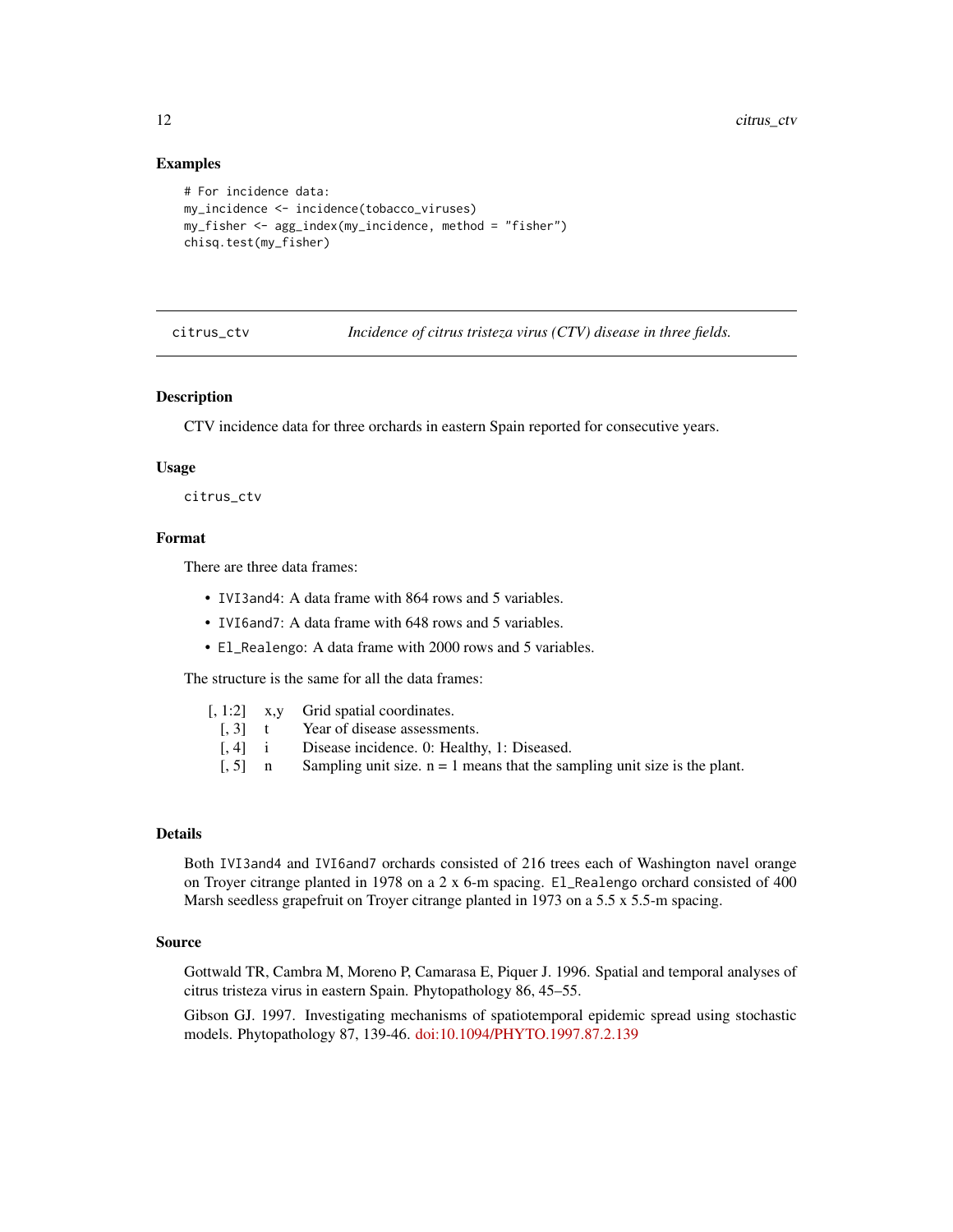### Examples

```
# For incidence data:
my_incidence <- incidence(tobacco_viruses)
my_fisher <- agg_index(my_incidence, method = "fisher")
chisq.test(my_fisher)
```

---

## citrus_ctv — *Incidence of citrus tristeza virus (CTV) disease in three fields.*

---

### Description

CTV incidence data for three orchards in eastern Spain reported for consecutive years.

### Usage

```
citrus_ctv
```

### Format

There are three data frames:

- `IVI3and4`: A data frame with 864 rows and 5 variables.
- `IVI6and7`: A data frame with 648 rows and 5 variables.
- `El_Realengo`: A data frame with 2000 rows and 5 variables.

The structure is the same for all the data frames:

| | | |
|---|---|---|
| [, 1:2] | x,y | Grid spatial coordinates. |
| [, 3] | t | Year of disease assessments. |
| [, 4] | i | Disease incidence. 0: Healthy, 1: Diseased. |
| [, 5] | n | Sampling unit size. n = 1 means that the sampling unit size is the plant. |

### Details

Both `IVI3and4` and `IVI6and7` orchards consisted of 216 trees each of Washington navel orange on Troyer citrange planted in 1978 on a 2 x 6-m spacing. `El_Realengo` orchard consisted of 400 Marsh seedless grapefruit on Troyer citrange planted in 1973 on a 5.5 x 5.5-m spacing.

### Source

Gottwald TR, Cambra M, Moreno P, Camarasa E, Piquer J. 1996. Spatial and temporal analyses of citrus tristeza virus in eastern Spain. Phytopathology 86, 45–55.

Gibson GJ. 1997. Investigating mechanisms of spatiotemporal epidemic spread using stochastic models. Phytopathology 87, 139-46. doi:10.1094/PHYTO.1997.87.2.139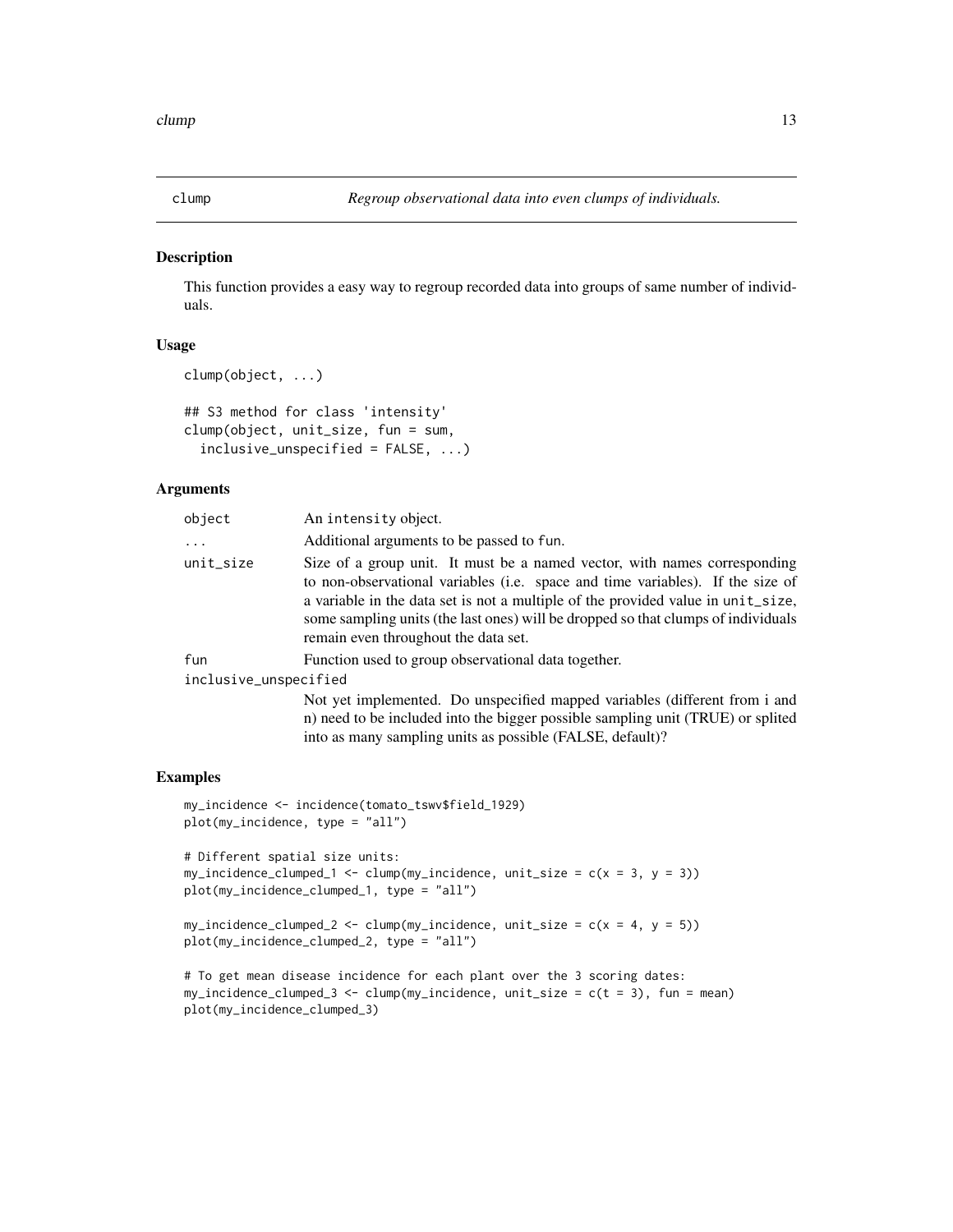# clump — *Regroup observational data into even clumps of individuals.*

## Description

This function provides a easy way to regroup recorded data into groups of same number of individuals.

## Usage

```
clump(object, ...)

## S3 method for class 'intensity'
clump(object, unit_size, fun = sum,
  inclusive_unspecified = FALSE, ...)
```

## Arguments

| | |
|---|---|
| `object` | An `intensity` object. |
| `...` | Additional arguments to be passed to `fun`. |
| `unit_size` | Size of a group unit. It must be a named vector, with names corresponding to non-observational variables (i.e. space and time variables). If the size of a variable in the data set is not a multiple of the provided value in `unit_size`, some sampling units (the last ones) will be dropped so that clumps of individuals remain even throughout the data set. |
| `fun` | Function used to group observational data together. |
| `inclusive_unspecified` | Not yet implemented. Do unspecified mapped variables (different from i and n) need to be included into the bigger possible sampling unit (TRUE) or splited into as many sampling units as possible (FALSE, default)? |

## Examples

```
my_incidence <- incidence(tomato_tswv$field_1929)
plot(my_incidence, type = "all")

# Different spatial size units:
my_incidence_clumped_1 <- clump(my_incidence, unit_size = c(x = 3, y = 3))
plot(my_incidence_clumped_1, type = "all")

my_incidence_clumped_2 <- clump(my_incidence, unit_size = c(x = 4, y = 5))
plot(my_incidence_clumped_2, type = "all")

# To get mean disease incidence for each plant over the 3 scoring dates:
my_incidence_clumped_3 <- clump(my_incidence, unit_size = c(t = 3), fun = mean)
plot(my_incidence_clumped_3)
```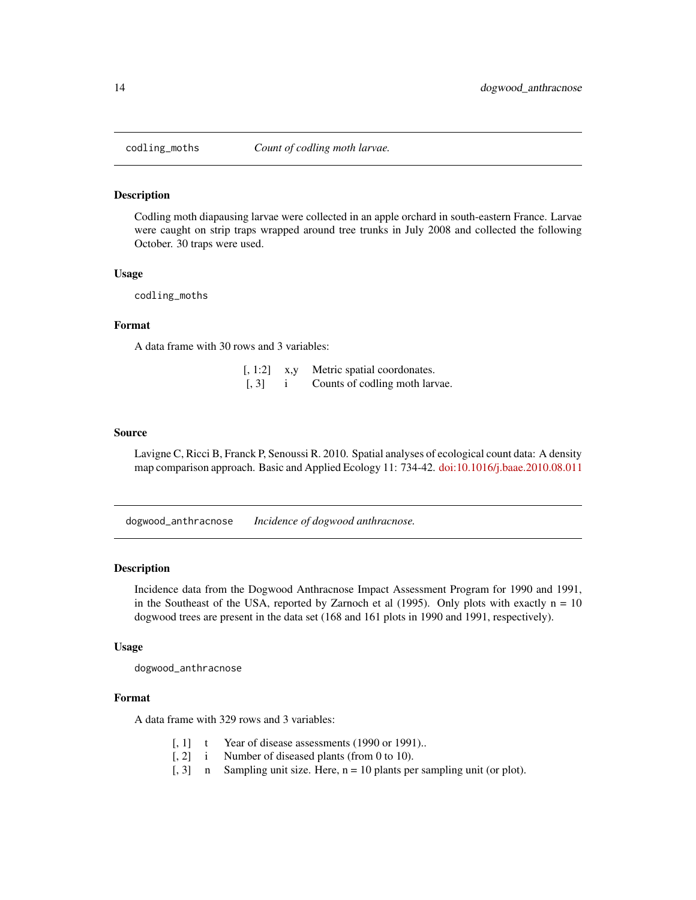## codling_moths *Count of codling moth larvae.*

### Description

Codling moth diapausing larvae were collected in an apple orchard in south-eastern France. Larvae were caught on strip traps wrapped around tree trunks in July 2008 and collected the following October. 30 traps were used.

### Usage

```
codling_moths
```

### Format

A data frame with 30 rows and 3 variables:

| | | |
|---|---|---|
| [, 1:2] | x,y | Metric spatial coordonates. |
| [, 3] | i | Counts of codling moth larvae. |

### Source

Lavigne C, Ricci B, Franck P, Senoussi R. 2010. Spatial analyses of ecological count data: A density map comparison approach. Basic and Applied Ecology 11: 734-42. doi:10.1016/j.baae.2010.08.011

## dogwood_anthracnose *Incidence of dogwood anthracnose.*

### Description

Incidence data from the Dogwood Anthracnose Impact Assessment Program for 1990 and 1991, in the Southeast of the USA, reported by Zarnoch et al (1995). Only plots with exactly n = 10 dogwood trees are present in the data set (168 and 161 plots in 1990 and 1991, respectively).

### Usage

```
dogwood_anthracnose
```

### Format

A data frame with 329 rows and 3 variables:

| | | |
|---|---|---|
| [, 1] | t | Year of disease assessments (1990 or 1991).. |
| [, 2] | i | Number of diseased plants (from 0 to 10). |
| [, 3] | n | Sampling unit size. Here, n = 10 plants per sampling unit (or plot). |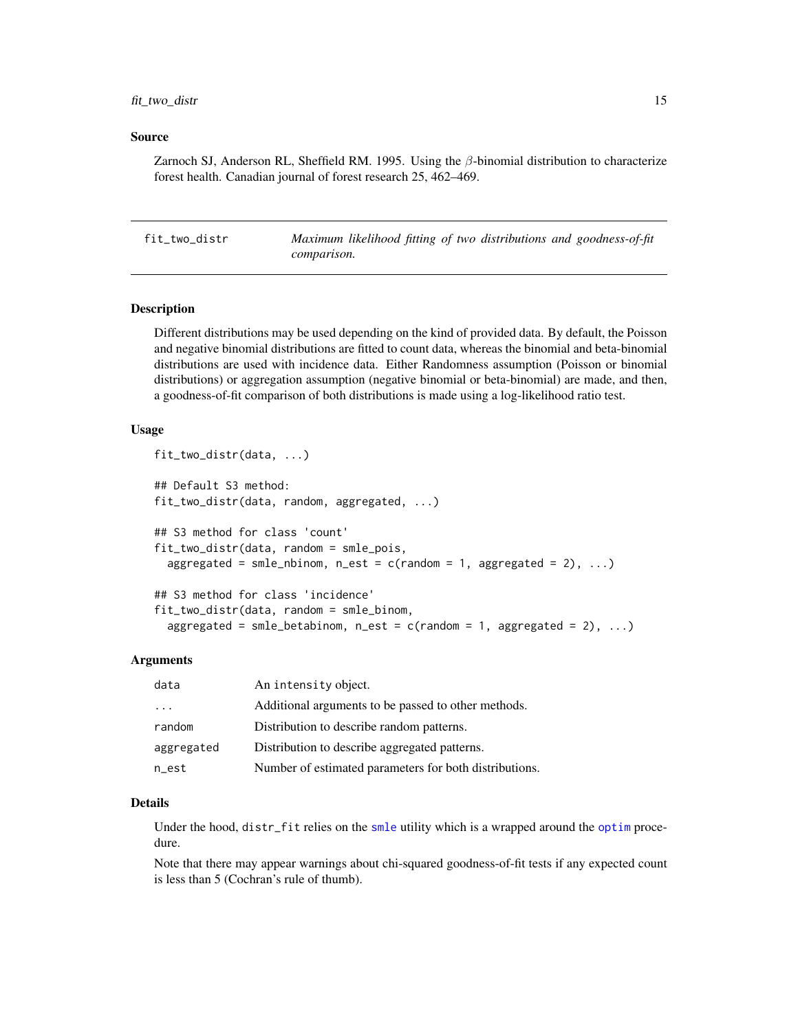### Source

Zarnoch SJ, Anderson RL, Sheffield RM. 1995. Using the $\beta$-binomial distribution to characterize forest health. Canadian journal of forest research 25, 462–469.

---

## fit_two_distr — *Maximum likelihood fitting of two distributions and goodness-of-fit comparison.*

### Description

Different distributions may be used depending on the kind of provided data. By default, the Poisson and negative binomial distributions are fitted to count data, whereas the binomial and beta-binomial distributions are used with incidence data. Either Randomness assumption (Poisson or binomial distributions) or aggregation assumption (negative binomial or beta-binomial) are made, and then, a goodness-of-fit comparison of both distributions is made using a log-likelihood ratio test.

### Usage

```
fit_two_distr(data, ...)

## Default S3 method:
fit_two_distr(data, random, aggregated, ...)

## S3 method for class 'count'
fit_two_distr(data, random = smle_pois,
  aggregated = smle_nbinom, n_est = c(random = 1, aggregated = 2), ...)

## S3 method for class 'incidence'
fit_two_distr(data, random = smle_binom,
  aggregated = smle_betabinom, n_est = c(random = 1, aggregated = 2), ...)
```

### Arguments

| | |
|---|---|
| data | An intensity object. |
| ... | Additional arguments to be passed to other methods. |
| random | Distribution to describe random patterns. |
| aggregated | Distribution to describe aggregated patterns. |
| n_est | Number of estimated parameters for both distributions. |

### Details

Under the hood, distr_fit relies on the smle utility which is a wrapped around the optim procedure.

Note that there may appear warnings about chi-squared goodness-of-fit tests if any expected count is less than 5 (Cochran's rule of thumb).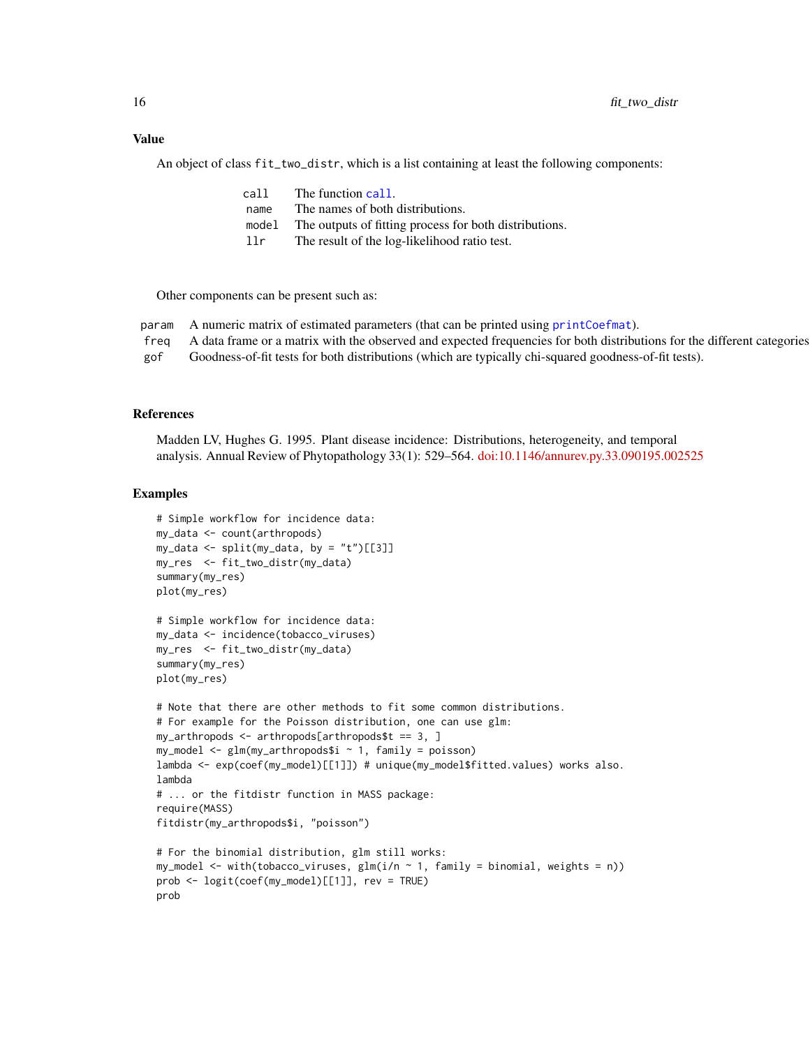## Value

An object of class `fit_two_distr`, which is a list containing at least the following components:

| | |
|---|---|
| `call` | The function `call`. |
| `name` | The names of both distributions. |
| `model` | The outputs of fitting process for both distributions. |
| `llr` | The result of the log-likelihood ratio test. |

Other components can be present such as:

| | |
|---|---|
| `param` | A numeric matrix of estimated parameters (that can be printed using `printCoefmat`). |
| `freq` | A data frame or a matrix with the observed and expected frequencies for both distributions for the different categories |
| `gof` | Goodness-of-fit tests for both distributions (which are typically chi-squared goodness-of-fit tests). |

## References

Madden LV, Hughes G. 1995. Plant disease incidence: Distributions, heterogeneity, and temporal analysis. Annual Review of Phytopathology 33(1): 529–564. doi:10.1146/annurev.py.33.090195.002525

## Examples

```
# Simple workflow for incidence data:
my_data <- count(arthropods)
my_data <- split(my_data, by = "t")[[3]]
my_res  <- fit_two_distr(my_data)
summary(my_res)
plot(my_res)

# Simple workflow for incidence data:
my_data <- incidence(tobacco_viruses)
my_res  <- fit_two_distr(my_data)
summary(my_res)
plot(my_res)

# Note that there are other methods to fit some common distributions.
# For example for the Poisson distribution, one can use glm:
my_arthropods <- arthropods[arthropods$t == 3, ]
my_model <- glm(my_arthropods$i ~ 1, family = poisson)
lambda <- exp(coef(my_model)[[1]]) # unique(my_model$fitted.values) works also.
lambda
# ... or the fitdistr function in MASS package:
require(MASS)
fitdistr(my_arthropods$i, "poisson")

# For the binomial distribution, glm still works:
my_model <- with(tobacco_viruses, glm(i/n ~ 1, family = binomial, weights = n))
prob <- logit(coef(my_model)[[1]], rev = TRUE)
prob
```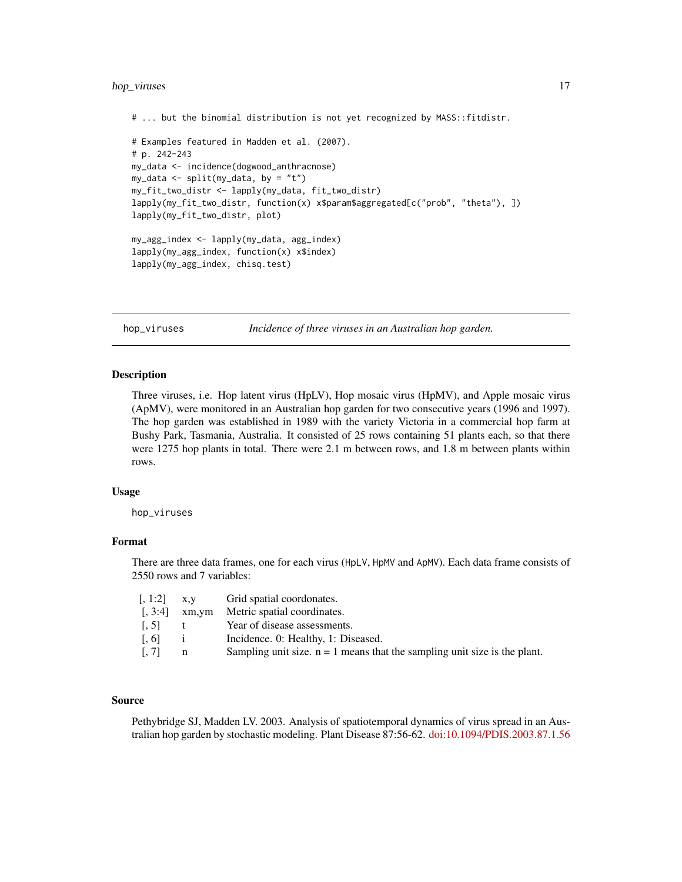```
# ... but the binomial distribution is not yet recognized by MASS::fitdistr.

# Examples featured in Madden et al. (2007).
# p. 242-243
my_data <- incidence(dogwood_anthracnose)
my_data <- split(my_data, by = "t")
my_fit_two_distr <- lapply(my_data, fit_two_distr)
lapply(my_fit_two_distr, function(x) x$param$aggregated[c("prob", "theta"), ])
lapply(my_fit_two_distr, plot)

my_agg_index <- lapply(my_data, agg_index)
lapply(my_agg_index, function(x) x$index)
lapply(my_agg_index, chisq.test)
```

---

## hop_viruses — *Incidence of three viruses in an Australian hop garden.*

### Description

Three viruses, i.e. Hop latent virus (HpLV), Hop mosaic virus (HpMV), and Apple mosaic virus (ApMV), were monitored in an Australian hop garden for two consecutive years (1996 and 1997). The hop garden was established in 1989 with the variety Victoria in a commercial hop farm at Bushy Park, Tasmania, Australia. It consisted of 25 rows containing 51 plants each, so that there were 1275 hop plants in total. There were 2.1 m between rows, and 1.8 m between plants within rows.

### Usage

```
hop_viruses
```

### Format

There are three data frames, one for each virus (`HpLV`, `HpMV` and `ApMV`). Each data frame consists of 2550 rows and 7 variables:

| | | |
|---|---|---|
| [, 1:2] | x,y | Grid spatial coordonates. |
| [, 3:4] | xm,ym | Metric spatial coordinates. |
| [, 5] | t | Year of disease assessments. |
| [, 6] | i | Incidence. 0: Healthy, 1: Diseased. |
| [, 7] | n | Sampling unit size. n = 1 means that the sampling unit size is the plant. |

### Source

Pethybridge SJ, Madden LV. 2003. Analysis of spatiotemporal dynamics of virus spread in an Australian hop garden by stochastic modeling. Plant Disease 87:56-62. doi:10.1094/PDIS.2003.87.1.56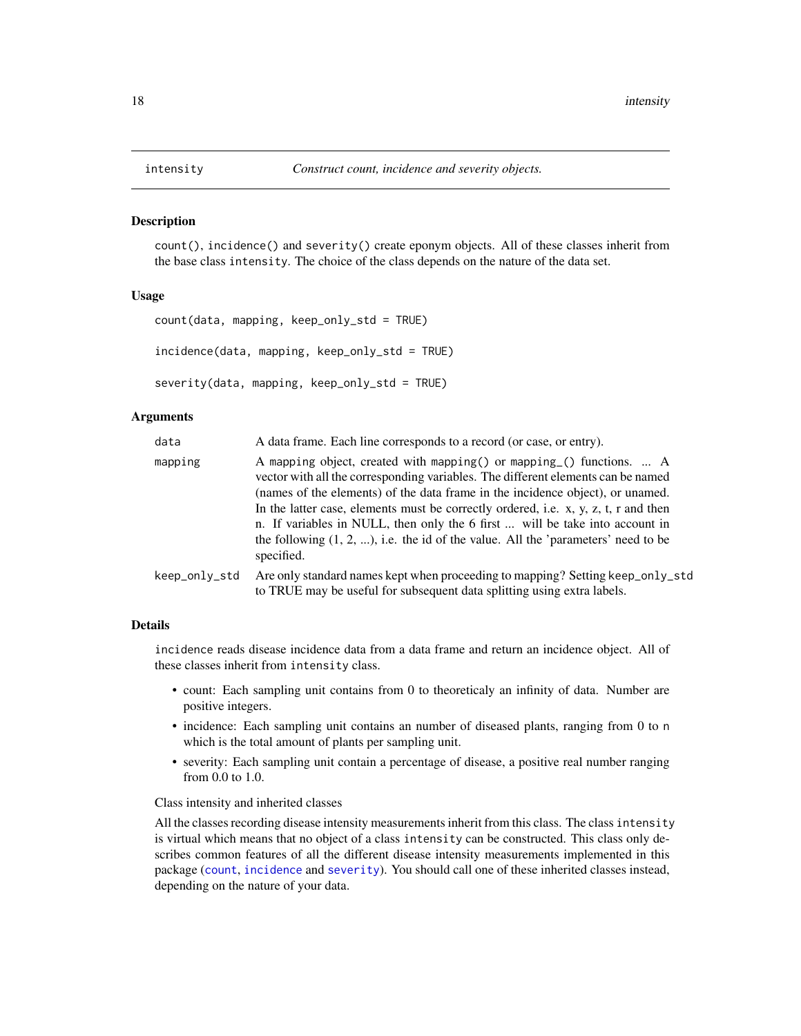# intensity *Construct count, incidence and severity objects.*

## Description

`count()`, `incidence()` and `severity()` create eponym objects. All of these classes inherit from the base class `intensity`. The choice of the class depends on the nature of the data set.

## Usage

```
count(data, mapping, keep_only_std = TRUE)

incidence(data, mapping, keep_only_std = TRUE)

severity(data, mapping, keep_only_std = TRUE)
```

## Arguments

| | |
|---|---|
| `data` | A data frame. Each line corresponds to a record (or case, or entry). |
| `mapping` | A mapping object, created with `mapping()` or `mapping_()` functions. ... A vector with all the corresponding variables. The different elements can be named (names of the elements) of the data frame in the incidence object), or unamed. In the latter case, elements must be correctly ordered, i.e. x, y, z, t, r and then n. If variables in NULL, then only the 6 first ... will be take into account in the following (1, 2, ...), i.e. the id of the value. All the 'parameters' need to be specified. |
| `keep_only_std` | Are only standard names kept when proceeding to mapping? Setting `keep_only_std` to TRUE may be useful for subsequent data splitting using extra labels. |

## Details

`incidence` reads disease incidence data from a data frame and return an incidence object. All of these classes inherit from `intensity` class.

- count: Each sampling unit contains from 0 to theoreticaly an infinity of data. Number are positive integers.
- incidence: Each sampling unit contains an number of diseased plants, ranging from 0 to `n` which is the total amount of plants per sampling unit.
- severity: Each sampling unit contain a percentage of disease, a positive real number ranging from 0.0 to 1.0.

Class intensity and inherited classes

All the classes recording disease intensity measurements inherit from this class. The class `intensity` is virtual which means that no object of a class `intensity` can be constructed. This class only describes common features of all the different disease intensity measurements implemented in this package (`count`, `incidence` and `severity`). You should call one of these inherited classes instead, depending on the nature of your data.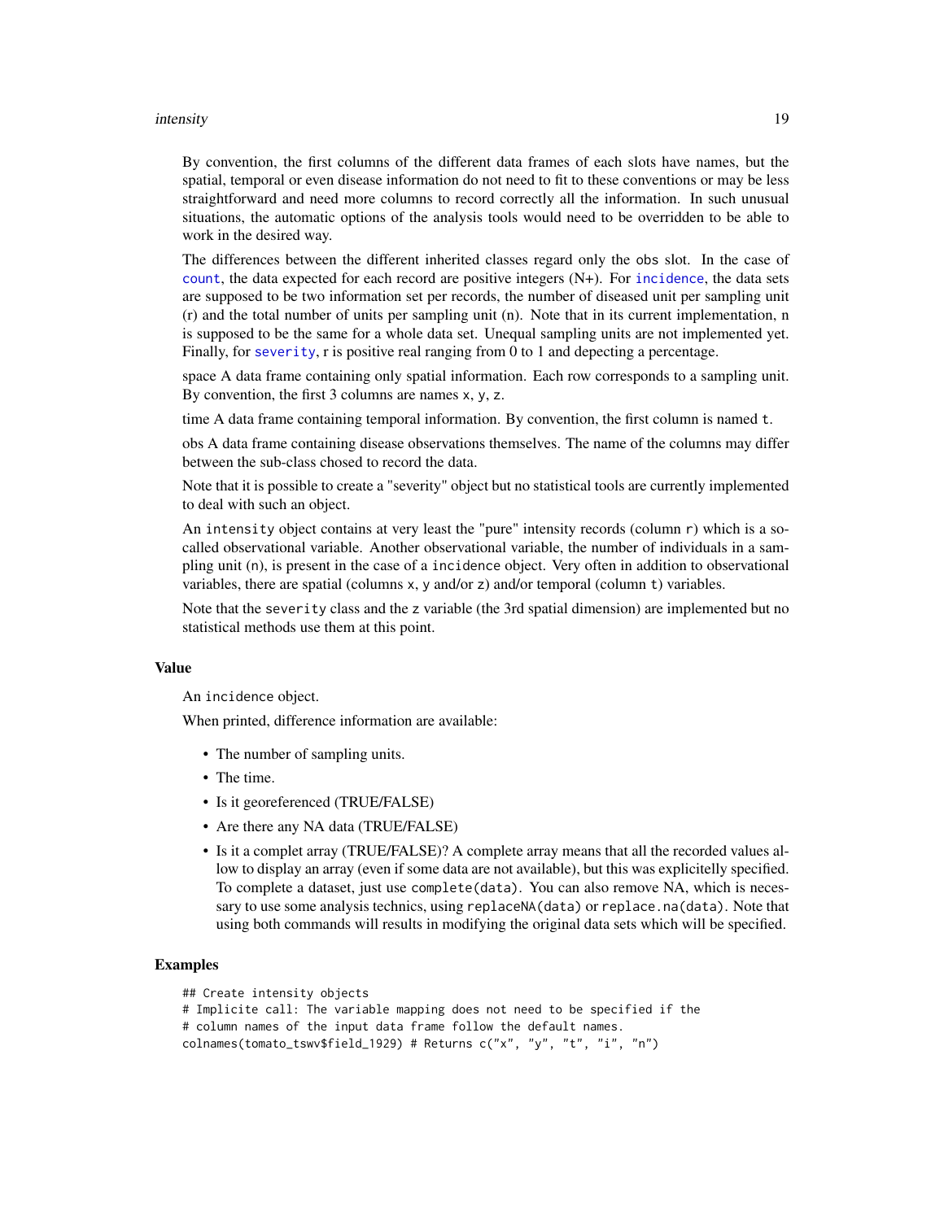By convention, the first columns of the different data frames of each slots have names, but the spatial, temporal or even disease information do not need to fit to these conventions or may be less straightforward and need more columns to record correctly all the information. In such unusual situations, the automatic options of the analysis tools would need to be overridden to be able to work in the desired way.

The differences between the different inherited classes regard only the obs slot. In the case of count, the data expected for each record are positive integers (N+). For incidence, the data sets are supposed to be two information set per records, the number of diseased unit per sampling unit (r) and the total number of units per sampling unit (n). Note that in its current implementation, n is supposed to be the same for a whole data set. Unequal sampling units are not implemented yet. Finally, for severity, r is positive real ranging from 0 to 1 and depecting a percentage.

space A data frame containing only spatial information. Each row corresponds to a sampling unit. By convention, the first 3 columns are names `x`, `y`, `z`.

time A data frame containing temporal information. By convention, the first column is named `t`.

obs A data frame containing disease observations themselves. The name of the columns may differ between the sub-class chosed to record the data.

Note that it is possible to create a "severity" object but no statistical tools are currently implemented to deal with such an object.

An `intensity` object contains at very least the "pure" intensity records (column `r`) which is a so-called observational variable. Another observational variable, the number of individuals in a sampling unit (`n`), is present in the case of a `incidence` object. Very often in addition to observational variables, there are spatial (columns `x`, `y` and/or `z`) and/or temporal (column `t`) variables.

Note that the `severity` class and the `z` variable (the 3rd spatial dimension) are implemented but no statistical methods use them at this point.

## Value

An `incidence` object.

When printed, difference information are available:

- The number of sampling units.
- The time.
- Is it georeferenced (TRUE/FALSE)
- Are there any NA data (TRUE/FALSE)
- Is it a complet array (TRUE/FALSE)? A complete array means that all the recorded values allow to display an array (even if some data are not available), but this was explicitelly specified. To complete a dataset, just use `complete(data)`. You can also remove NA, which is necessary to use some analysis technics, using `replaceNA(data)` or `replace.na(data)`. Note that using both commands will results in modifying the original data sets which will be specified.

## Examples

```
## Create intensity objects
# Implicite call: The variable mapping does not need to be specified if the
# column names of the input data frame follow the default names.
colnames(tomato_tswv$field_1929) # Returns c("x", "y", "t", "i", "n")
```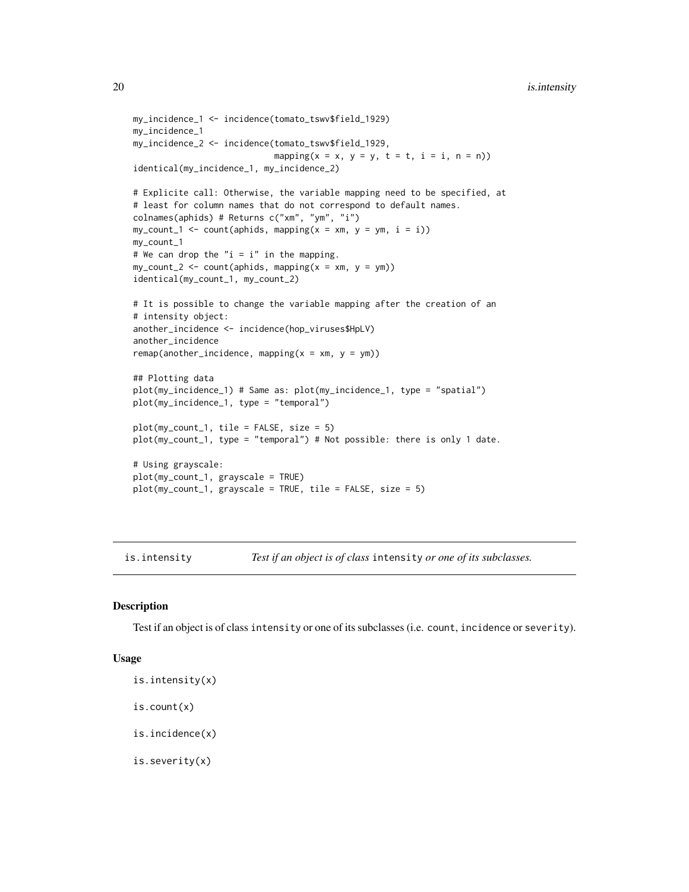```
my_incidence_1 <- incidence(tomato_tswv$field_1929)
my_incidence_1
my_incidence_2 <- incidence(tomato_tswv$field_1929,
                            mapping(x = x, y = y, t = t, i = i, n = n))
identical(my_incidence_1, my_incidence_2)

# Explicite call: Otherwise, the variable mapping need to be specified, at
# least for column names that do not correspond to default names.
colnames(aphids) # Returns c("xm", "ym", "i")
my_count_1 <- count(aphids, mapping(x = xm, y = ym, i = i))
my_count_1
# We can drop the "i = i" in the mapping.
my_count_2 <- count(aphids, mapping(x = xm, y = ym))
identical(my_count_1, my_count_2)

# It is possible to change the variable mapping after the creation of an
# intensity object:
another_incidence <- incidence(hop_viruses$HpLV)
another_incidence
remap(another_incidence, mapping(x = xm, y = ym))

## Plotting data
plot(my_incidence_1) # Same as: plot(my_incidence_1, type = "spatial")
plot(my_incidence_1, type = "temporal")

plot(my_count_1, tile = FALSE, size = 5)
plot(my_count_1, type = "temporal") # Not possible: there is only 1 date.

# Using grayscale:
plot(my_count_1, grayscale = TRUE)
plot(my_count_1, grayscale = TRUE, tile = FALSE, size = 5)
```

## is.intensity — *Test if an object is of class* `intensity` *or one of its subclasses.*

### Description

Test if an object is of class `intensity` or one of its subclasses (i.e. `count`, `incidence` or `severity`).

### Usage

```
is.intensity(x)

is.count(x)

is.incidence(x)

is.severity(x)
```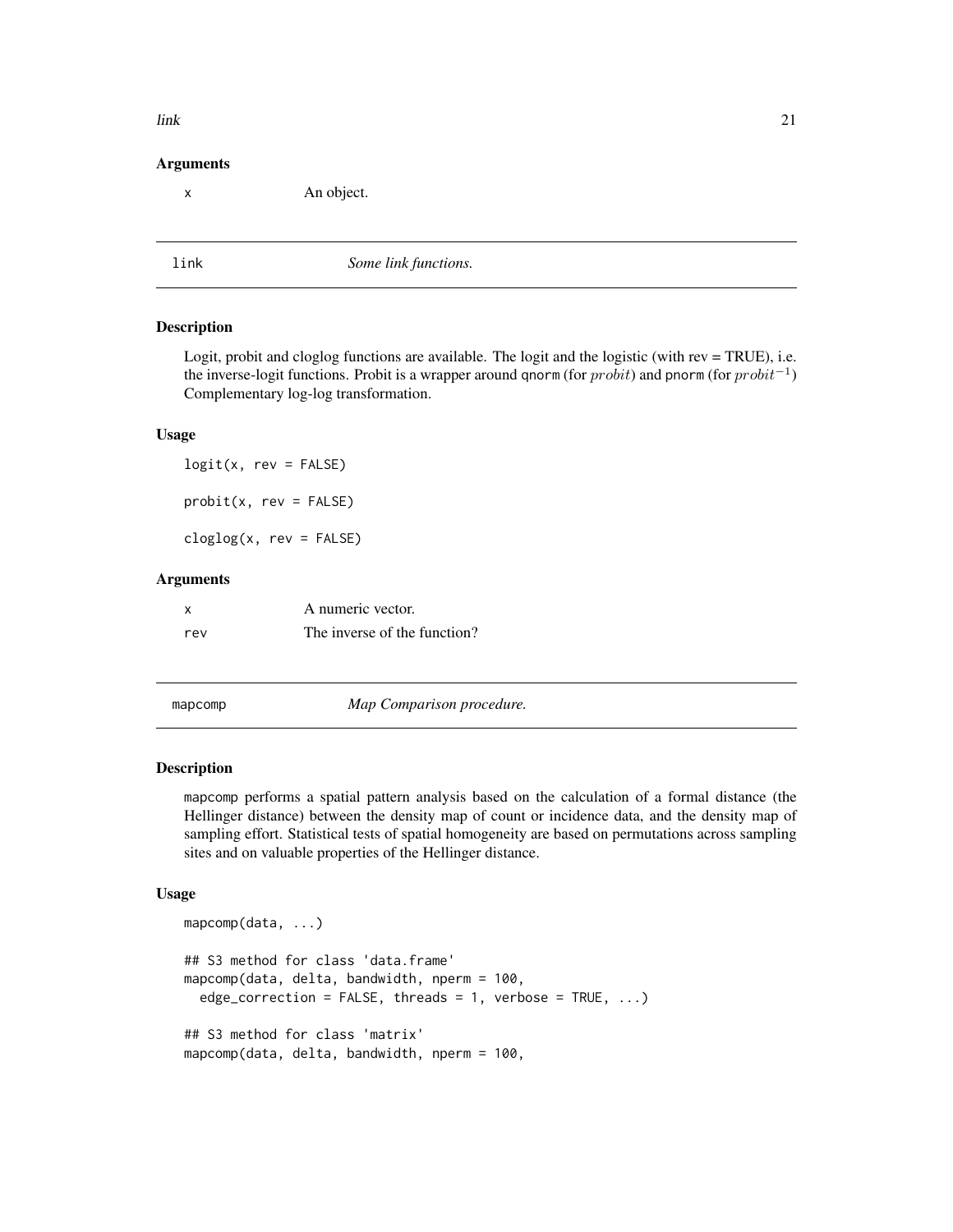## Arguments

| | |
|---|---|
| x | An object. |

---

## link — *Some link functions.*

### Description

Logit, probit and cloglog functions are available. The logit and the logistic (with rev = TRUE), i.e. the inverse-logit functions. Probit is a wrapper around qnorm (for $probit$) and pnorm (for $probit^{-1}$) Complementary log-log transformation.

### Usage

```
logit(x, rev = FALSE)

probit(x, rev = FALSE)

cloglog(x, rev = FALSE)
```

### Arguments

| | |
|---|---|
| x | A numeric vector. |
| rev | The inverse of the function? |

---

## mapcomp — *Map Comparison procedure.*

### Description

mapcomp performs a spatial pattern analysis based on the calculation of a formal distance (the Hellinger distance) between the density map of count or incidence data, and the density map of sampling effort. Statistical tests of spatial homogeneity are based on permutations across sampling sites and on valuable properties of the Hellinger distance.

### Usage

```
mapcomp(data, ...)

## S3 method for class 'data.frame'
mapcomp(data, delta, bandwidth, nperm = 100,
  edge_correction = FALSE, threads = 1, verbose = TRUE, ...)

## S3 method for class 'matrix'
mapcomp(data, delta, bandwidth, nperm = 100,
```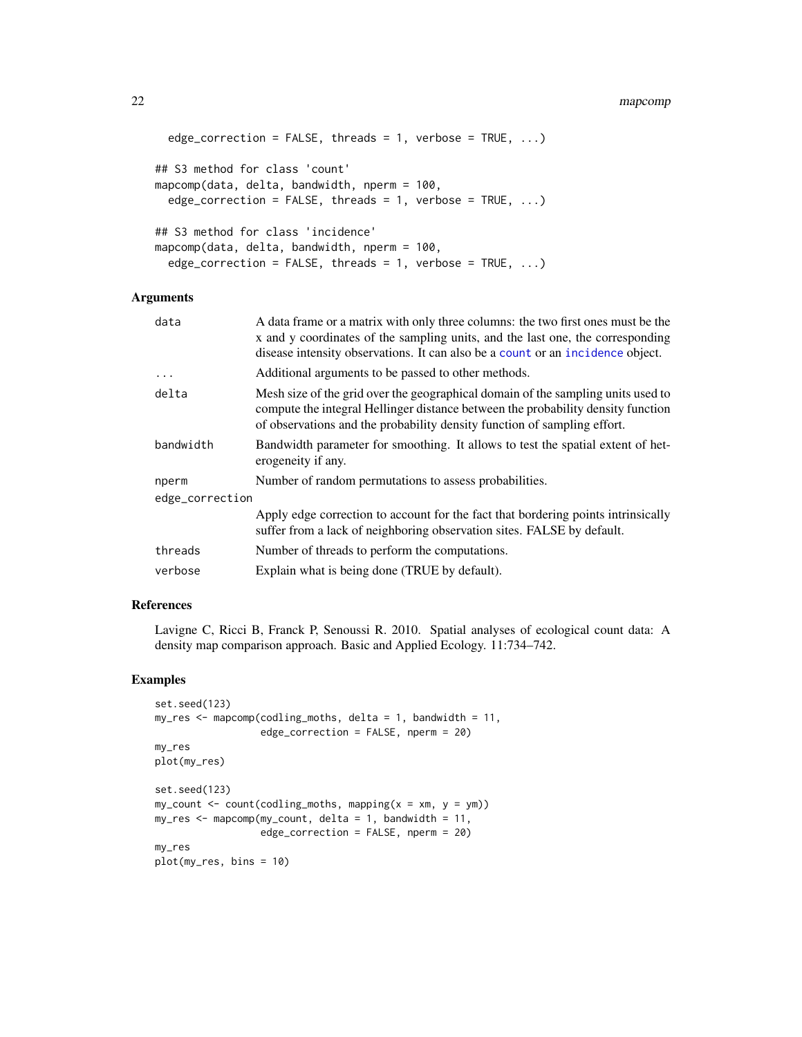```
  edge_correction = FALSE, threads = 1, verbose = TRUE, ...)

## S3 method for class 'count'
mapcomp(data, delta, bandwidth, nperm = 100,
  edge_correction = FALSE, threads = 1, verbose = TRUE, ...)

## S3 method for class 'incidence'
mapcomp(data, delta, bandwidth, nperm = 100,
  edge_correction = FALSE, threads = 1, verbose = TRUE, ...)
```

## Arguments

| | |
|---|---|
| data | A data frame or a matrix with only three columns: the two first ones must be the x and y coordinates of the sampling units, and the last one, the corresponding disease intensity observations. It can also be a count or an incidence object. |
| ... | Additional arguments to be passed to other methods. |
| delta | Mesh size of the grid over the geographical domain of the sampling units used to compute the integral Hellinger distance between the probability density function of observations and the probability density function of sampling effort. |
| bandwidth | Bandwidth parameter for smoothing. It allows to test the spatial extent of heterogeneity if any. |
| nperm | Number of random permutations to assess probabilities. |
| edge_correction | Apply edge correction to account for the fact that bordering points intrinsically suffer from a lack of neighboring observation sites. FALSE by default. |
| threads | Number of threads to perform the computations. |
| verbose | Explain what is being done (TRUE by default). |

## References

Lavigne C, Ricci B, Franck P, Senoussi R. 2010. Spatial analyses of ecological count data: A density map comparison approach. Basic and Applied Ecology. 11:734–742.

## Examples

```
set.seed(123)
my_res <- mapcomp(codling_moths, delta = 1, bandwidth = 11,
                  edge_correction = FALSE, nperm = 20)
my_res
plot(my_res)

set.seed(123)
my_count <- count(codling_moths, mapping(x = xm, y = ym))
my_res <- mapcomp(my_count, delta = 1, bandwidth = 11,
                  edge_correction = FALSE, nperm = 20)
my_res
plot(my_res, bins = 10)
```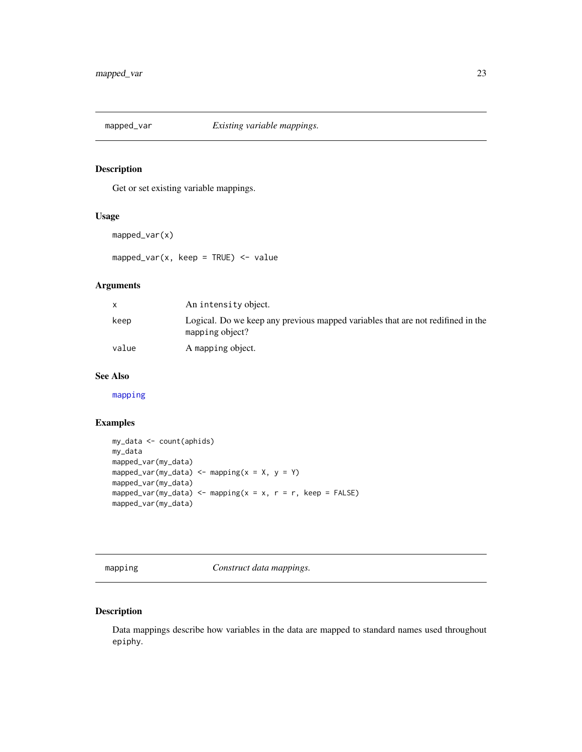## mapped_var — *Existing variable mappings.*

### Description

Get or set existing variable mappings.

### Usage

```
mapped_var(x)

mapped_var(x, keep = TRUE) <- value
```

### Arguments

| | |
|---|---|
| x | An intensity object. |
| keep | Logical. Do we keep any previous mapped variables that are not redifined in the mapping object? |
| value | A mapping object. |

### See Also

mapping

### Examples

```
my_data <- count(aphids)
my_data
mapped_var(my_data)
mapped_var(my_data) <- mapping(x = X, y = Y)
mapped_var(my_data)
mapped_var(my_data) <- mapping(x = x, r = r, keep = FALSE)
mapped_var(my_data)
```

## mapping — *Construct data mappings.*

### Description

Data mappings describe how variables in the data are mapped to standard names used throughout epiphy.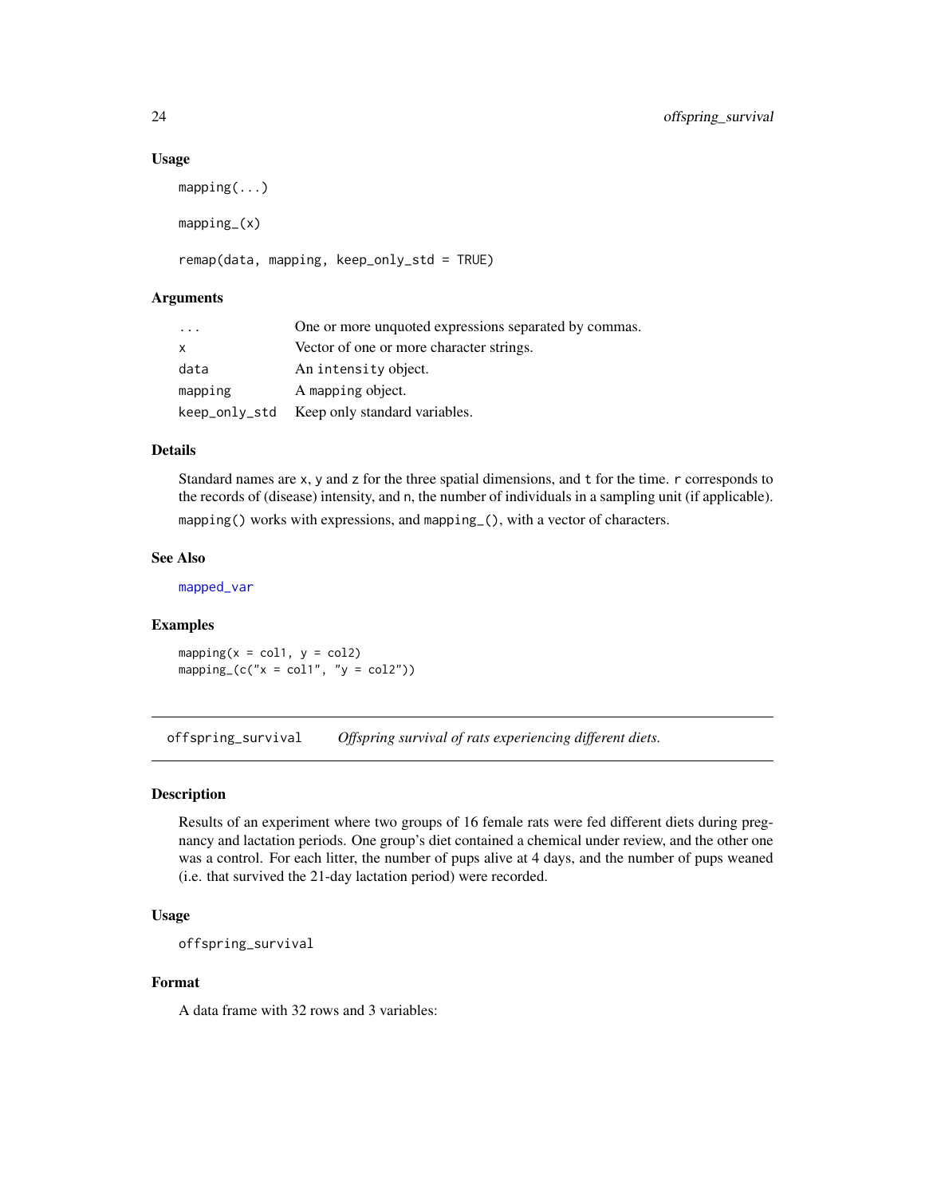### Usage

```
mapping(...)

mapping_(x)

remap(data, mapping, keep_only_std = TRUE)
```

### Arguments

| | |
|---|---|
| `...` | One or more unquoted expressions separated by commas. |
| `x` | Vector of one or more character strings. |
| `data` | An `intensity` object. |
| `mapping` | A `mapping` object. |
| `keep_only_std` | Keep only standard variables. |

### Details

Standard names are `x`, `y` and `z` for the three spatial dimensions, and `t` for the time. `r` corresponds to the records of (disease) intensity, and `n`, the number of individuals in a sampling unit (if applicable).

`mapping()` works with expressions, and `mapping_()`, with a vector of characters.

### See Also

`mapped_var`

### Examples

```
mapping(x = col1, y = col2)
mapping_(c("x = col1", "y = col2"))
```

---

## offspring_survival — *Offspring survival of rats experiencing different diets.*

---

### Description

Results of an experiment where two groups of 16 female rats were fed different diets during pregnancy and lactation periods. One group's diet contained a chemical under review, and the other one was a control. For each litter, the number of pups alive at 4 days, and the number of pups weaned (i.e. that survived the 21-day lactation period) were recorded.

### Usage

```
offspring_survival
```

### Format

A data frame with 32 rows and 3 variables: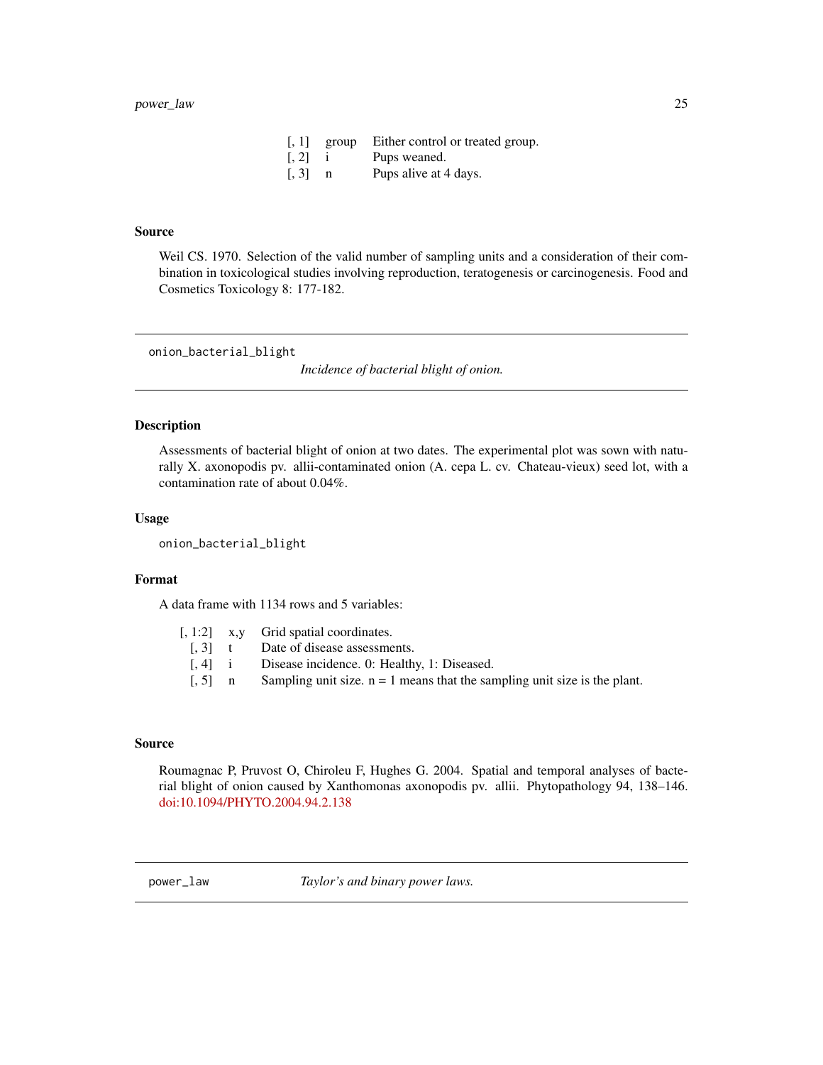| | | |
|---|---|---|
| [, 1] | group | Either control or treated group. |
| [, 2] | i | Pups weaned. |
| [, 3] | n | Pups alive at 4 days. |

### Source

Weil CS. 1970. Selection of the valid number of sampling units and a consideration of their combination in toxicological studies involving reproduction, teratogenesis or carcinogenesis. Food and Cosmetics Toxicology 8: 177-182.

---

## onion_bacterial_blight

*Incidence of bacterial blight of onion.*

### Description

Assessments of bacterial blight of onion at two dates. The experimental plot was sown with naturally X. axonopodis pv. allii-contaminated onion (A. cepa L. cv. Chateau-vieux) seed lot, with a contamination rate of about 0.04%.

### Usage

```
onion_bacterial_blight
```

### Format

A data frame with 1134 rows and 5 variables:

| | | |
|---|---|---|
| [, 1:2] | x,y | Grid spatial coordinates. |
| [, 3] | t | Date of disease assessments. |
| [, 4] | i | Disease incidence. 0: Healthy, 1: Diseased. |
| [, 5] | n | Sampling unit size. n = 1 means that the sampling unit size is the plant. |

### Source

Roumagnac P, Pruvost O, Chiroleu F, Hughes G. 2004. Spatial and temporal analyses of bacterial blight of onion caused by Xanthomonas axonopodis pv. allii. Phytopathology 94, 138–146. doi:10.1094/PHYTO.2004.94.2.138

---

## power_law

*Taylor's and binary power laws.*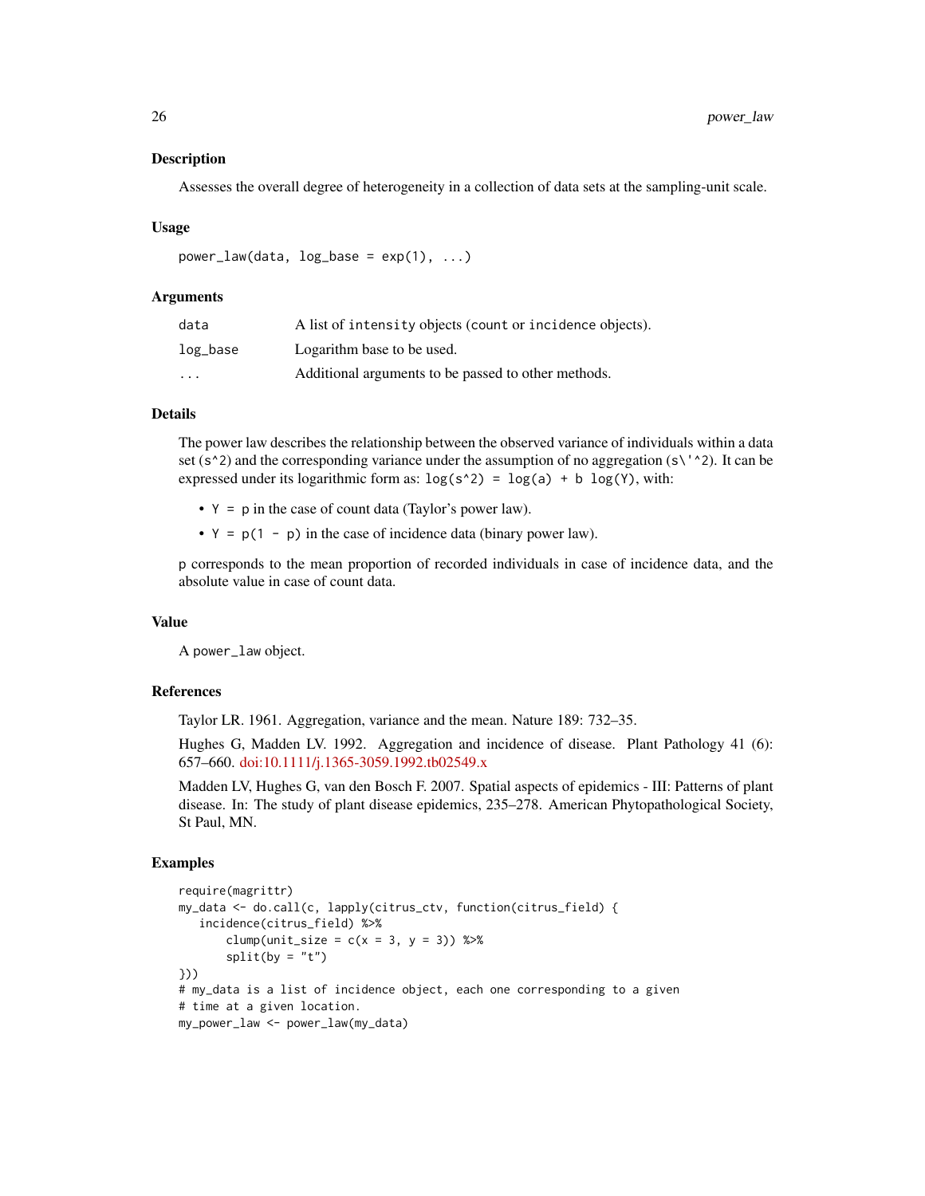## Description

Assesses the overall degree of heterogeneity in a collection of data sets at the sampling-unit scale.

## Usage

```
power_law(data, log_base = exp(1), ...)
```

## Arguments

| | |
|---|---|
| `data` | A list of `intensity` objects (`count` or `incidence` objects). |
| `log_base` | Logarithm base to be used. |
| `...` | Additional arguments to be passed to other methods. |

## Details

The power law describes the relationship between the observed variance of individuals within a data set (`s^2`) and the corresponding variance under the assumption of no aggregation (`s\'^2`). It can be expressed under its logarithmic form as: `log(s^2) = log(a) + b log(Y)`, with:

- `Y = p` in the case of count data (Taylor's power law).
- `Y = p(1 - p)` in the case of incidence data (binary power law).

`p` corresponds to the mean proportion of recorded individuals in case of incidence data, and the absolute value in case of count data.

## Value

A `power_law` object.

## References

Taylor LR. 1961. Aggregation, variance and the mean. Nature 189: 732–35.

Hughes G, Madden LV. 1992. Aggregation and incidence of disease. Plant Pathology 41 (6): 657–660. doi:10.1111/j.1365-3059.1992.tb02549.x

Madden LV, Hughes G, van den Bosch F. 2007. Spatial aspects of epidemics - III: Patterns of plant disease. In: The study of plant disease epidemics, 235–278. American Phytopathological Society, St Paul, MN.

## Examples

```
require(magrittr)
my_data <- do.call(c, lapply(citrus_ctv, function(citrus_field) {
   incidence(citrus_field) %>%
       clump(unit_size = c(x = 3, y = 3)) %>%
       split(by = "t")
}))
# my_data is a list of incidence object, each one corresponding to a given
# time at a given location.
my_power_law <- power_law(my_data)
```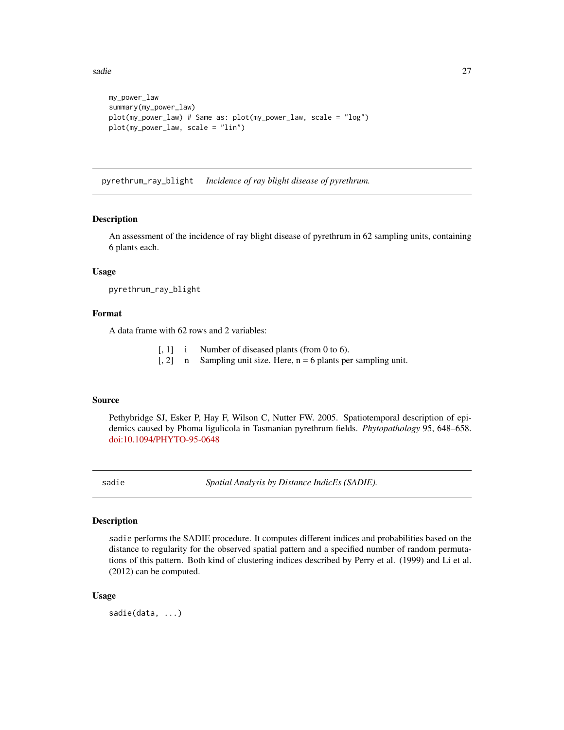```
my_power_law
summary(my_power_law)
plot(my_power_law) # Same as: plot(my_power_law, scale = "log")
plot(my_power_law, scale = "lin")
```

## pyrethrum_ray_blight — *Incidence of ray blight disease of pyrethrum.*

### Description

An assessment of the incidence of ray blight disease of pyrethrum in 62 sampling units, containing 6 plants each.

### Usage

```
pyrethrum_ray_blight
```

### Format

A data frame with 62 rows and 2 variables:

| | | |
|---|---|---|
| [, 1] | i | Number of diseased plants (from 0 to 6). |
| [, 2] | n | Sampling unit size. Here, n = 6 plants per sampling unit. |

### Source

Pethybridge SJ, Esker P, Hay F, Wilson C, Nutter FW. 2005. Spatiotemporal description of epidemics caused by Phoma ligulicola in Tasmanian pyrethrum fields. *Phytopathology* 95, 648–658. doi:10.1094/PHYTO-95-0648

## sadie — *Spatial Analysis by Distance IndicEs (SADIE).*

### Description

sadie performs the SADIE procedure. It computes different indices and probabilities based on the distance to regularity for the observed spatial pattern and a specified number of random permutations of this pattern. Both kind of clustering indices described by Perry et al. (1999) and Li et al. (2012) can be computed.

### Usage

```
sadie(data, ...)
```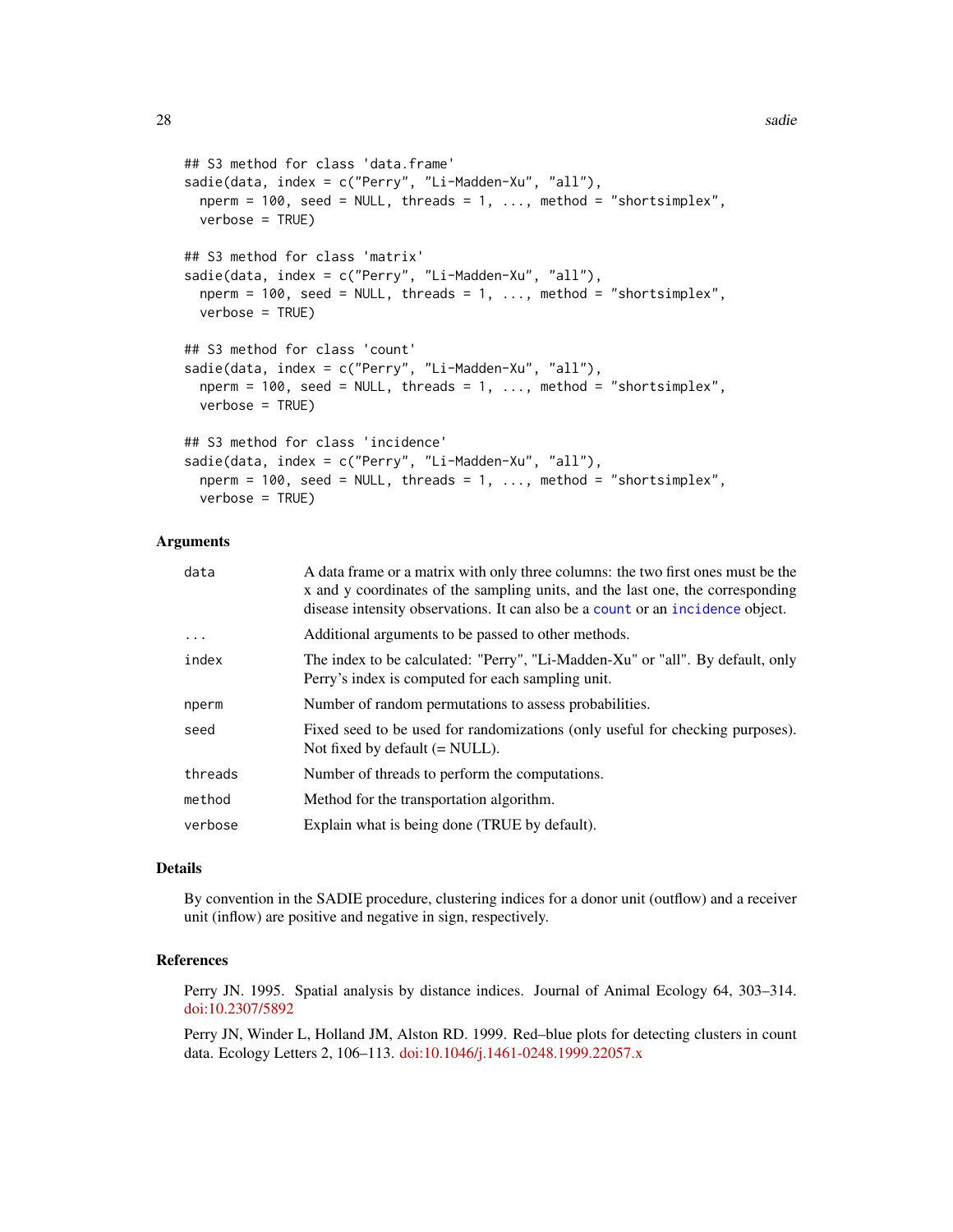```
## S3 method for class 'data.frame'
sadie(data, index = c("Perry", "Li-Madden-Xu", "all"),
  nperm = 100, seed = NULL, threads = 1, ..., method = "shortsimplex",
  verbose = TRUE)

## S3 method for class 'matrix'
sadie(data, index = c("Perry", "Li-Madden-Xu", "all"),
  nperm = 100, seed = NULL, threads = 1, ..., method = "shortsimplex",
  verbose = TRUE)

## S3 method for class 'count'
sadie(data, index = c("Perry", "Li-Madden-Xu", "all"),
  nperm = 100, seed = NULL, threads = 1, ..., method = "shortsimplex",
  verbose = TRUE)

## S3 method for class 'incidence'
sadie(data, index = c("Perry", "Li-Madden-Xu", "all"),
  nperm = 100, seed = NULL, threads = 1, ..., method = "shortsimplex",
  verbose = TRUE)
```

### Arguments

| | |
|---|---|
| `data` | A data frame or a matrix with only three columns: the two first ones must be the x and y coordinates of the sampling units, and the last one, the corresponding disease intensity observations. It can also be a `count` or an `incidence` object. |
| `...` | Additional arguments to be passed to other methods. |
| `index` | The index to be calculated: "Perry", "Li-Madden-Xu" or "all". By default, only Perry's index is computed for each sampling unit. |
| `nperm` | Number of random permutations to assess probabilities. |
| `seed` | Fixed seed to be used for randomizations (only useful for checking purposes). Not fixed by default (= NULL). |
| `threads` | Number of threads to perform the computations. |
| `method` | Method for the transportation algorithm. |
| `verbose` | Explain what is being done (TRUE by default). |

### Details

By convention in the SADIE procedure, clustering indices for a donor unit (outflow) and a receiver unit (inflow) are positive and negative in sign, respectively.

### References

Perry JN. 1995. Spatial analysis by distance indices. Journal of Animal Ecology 64, 303–314. doi:10.2307/5892

Perry JN, Winder L, Holland JM, Alston RD. 1999. Red–blue plots for detecting clusters in count data. Ecology Letters 2, 106–113. doi:10.1046/j.1461-0248.1999.22057.x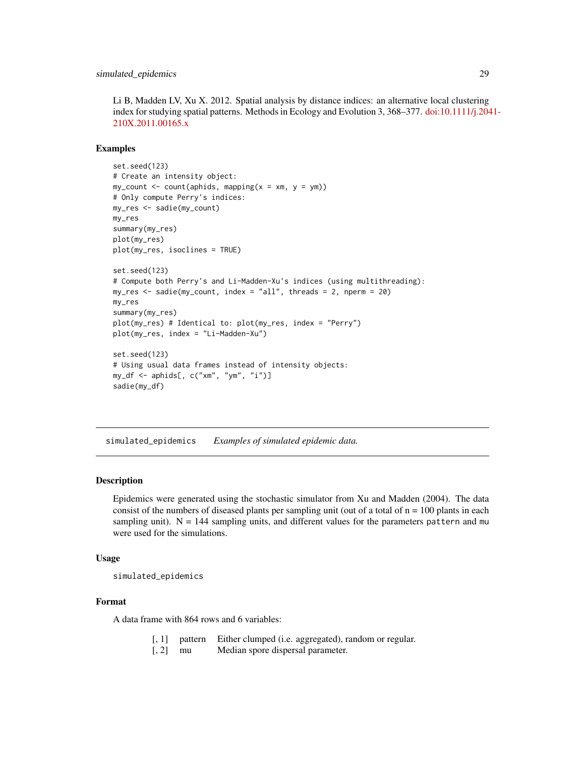Li B, Madden LV, Xu X. 2012. Spatial analysis by distance indices: an alternative local clustering index for studying spatial patterns. Methods in Ecology and Evolution 3, 368–377. doi:10.1111/j.2041-210X.2011.00165.x

### Examples

```
set.seed(123)
# Create an intensity object:
my_count <- count(aphids, mapping(x = xm, y = ym))
# Only compute Perry's indices:
my_res <- sadie(my_count)
my_res
summary(my_res)
plot(my_res)
plot(my_res, isoclines = TRUE)

set.seed(123)
# Compute both Perry's and Li-Madden-Xu's indices (using multithreading):
my_res <- sadie(my_count, index = "all", threads = 2, nperm = 20)
my_res
summary(my_res)
plot(my_res) # Identical to: plot(my_res, index = "Perry")
plot(my_res, index = "Li-Madden-Xu")

set.seed(123)
# Using usual data frames instead of intensity objects:
my_df <- aphids[, c("xm", "ym", "i")]
sadie(my_df)
```

---

## simulated_epidemics    *Examples of simulated epidemic data.*

### Description

Epidemics were generated using the stochastic simulator from Xu and Madden (2004). The data consist of the numbers of diseased plants per sampling unit (out of a total of n = 100 plants in each sampling unit). N = 144 sampling units, and different values for the parameters `pattern` and `mu` were used for the simulations.

### Usage

```
simulated_epidemics
```

### Format

A data frame with 864 rows and 6 variables:

| | | |
|---|---|---|
| [, 1] | pattern | Either clumped (i.e. aggregated), random or regular. |
| [, 2] | mu | Median spore dispersal parameter. |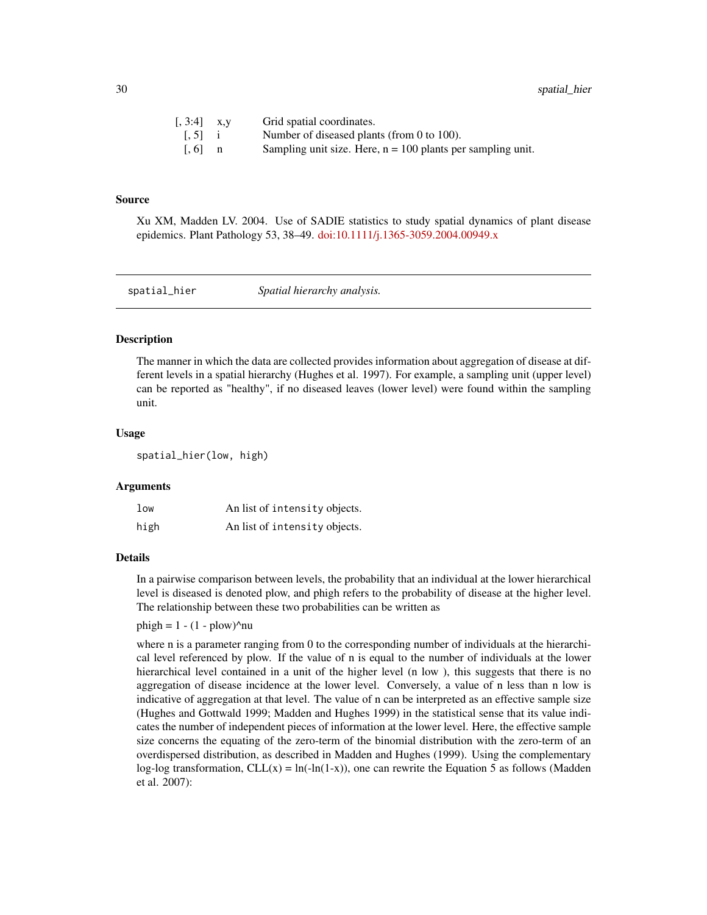| | | |
|---|---|---|
| [, 3:4] | x,y | Grid spatial coordinates. |
| [, 5] | i | Number of diseased plants (from 0 to 100). |
| [, 6] | n | Sampling unit size. Here, n = 100 plants per sampling unit. |

### Source

Xu XM, Madden LV. 2004. Use of SADIE statistics to study spatial dynamics of plant disease epidemics. Plant Pathology 53, 38–49. doi:10.1111/j.1365-3059.2004.00949.x

---

## spatial_hier — *Spatial hierarchy analysis.*

### Description

The manner in which the data are collected provides information about aggregation of disease at different levels in a spatial hierarchy (Hughes et al. 1997). For example, a sampling unit (upper level) can be reported as "healthy", if no diseased leaves (lower level) were found within the sampling unit.

### Usage

```
spatial_hier(low, high)
```

### Arguments

| | |
|---|---|
| `low` | An list of `intensity` objects. |
| `high` | An list of `intensity` objects. |

### Details

In a pairwise comparison between levels, the probability that an individual at the lower hierarchical level is diseased is denoted plow, and phigh refers to the probability of disease at the higher level. The relationship between these two probabilities can be written as

phigh = 1 - (1 - plow)^nu

where n is a parameter ranging from 0 to the corresponding number of individuals at the hierarchical level referenced by plow. If the value of n is equal to the number of individuals at the lower hierarchical level contained in a unit of the higher level (n low ), this suggests that there is no aggregation of disease incidence at the lower level. Conversely, a value of n less than n low is indicative of aggregation at that level. The value of n can be interpreted as an effective sample size (Hughes and Gottwald 1999; Madden and Hughes 1999) in the statistical sense that its value indicates the number of independent pieces of information at the lower level. Here, the effective sample size concerns the equating of the zero-term of the binomial distribution with the zero-term of an overdispersed distribution, as described in Madden and Hughes (1999). Using the complementary log-log transformation, CLL(x) = ln(-ln(1-x)), one can rewrite the Equation 5 as follows (Madden et al. 2007):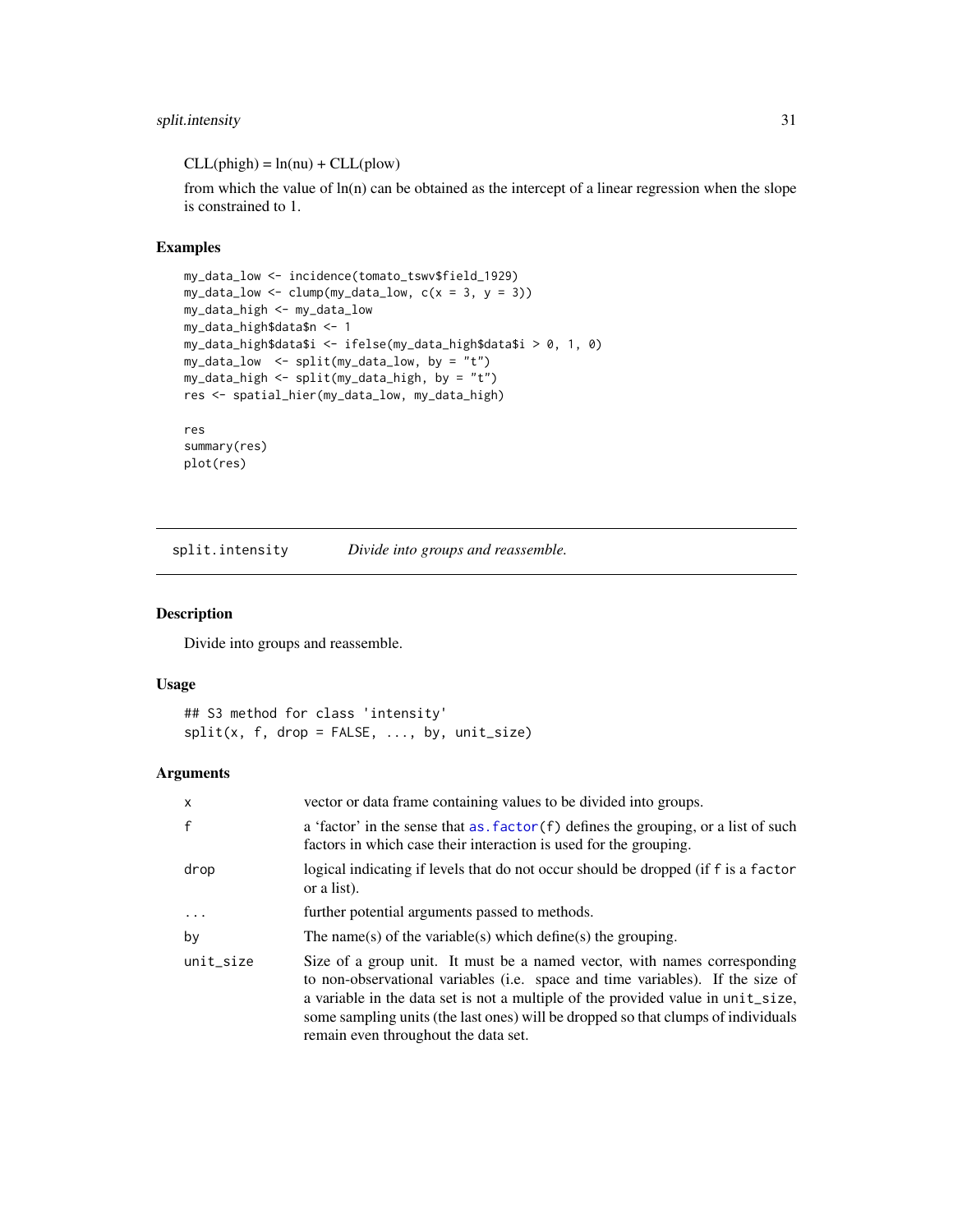CLL(phigh) = ln(nu) + CLL(plow)

from which the value of ln(n) can be obtained as the intercept of a linear regression when the slope is constrained to 1.

### Examples

```
my_data_low <- incidence(tomato_tswv$field_1929)
my_data_low <- clump(my_data_low, c(x = 3, y = 3))
my_data_high <- my_data_low
my_data_high$data$n <- 1
my_data_high$data$i <- ifelse(my_data_high$data$i > 0, 1, 0)
my_data_low  <- split(my_data_low, by = "t")
my_data_high <- split(my_data_high, by = "t")
res <- spatial_hier(my_data_low, my_data_high)

res
summary(res)
plot(res)
```

---

## split.intensity *Divide into groups and reassemble.*

---

### Description

Divide into groups and reassemble.

### Usage

```
## S3 method for class 'intensity'
split(x, f, drop = FALSE, ..., by, unit_size)
```

### Arguments

| | |
|---|---|
| x | vector or data frame containing values to be divided into groups. |
| f | a 'factor' in the sense that `as.factor(f)` defines the grouping, or a list of such factors in which case their interaction is used for the grouping. |
| drop | logical indicating if levels that do not occur should be dropped (if f is a `factor` or a list). |
| ... | further potential arguments passed to methods. |
| by | The name(s) of the variable(s) which define(s) the grouping. |
| unit_size | Size of a group unit. It must be a named vector, with names corresponding to non-observational variables (i.e. space and time variables). If the size of a variable in the data set is not a multiple of the provided value in `unit_size`, some sampling units (the last ones) will be dropped so that clumps of individuals remain even throughout the data set. |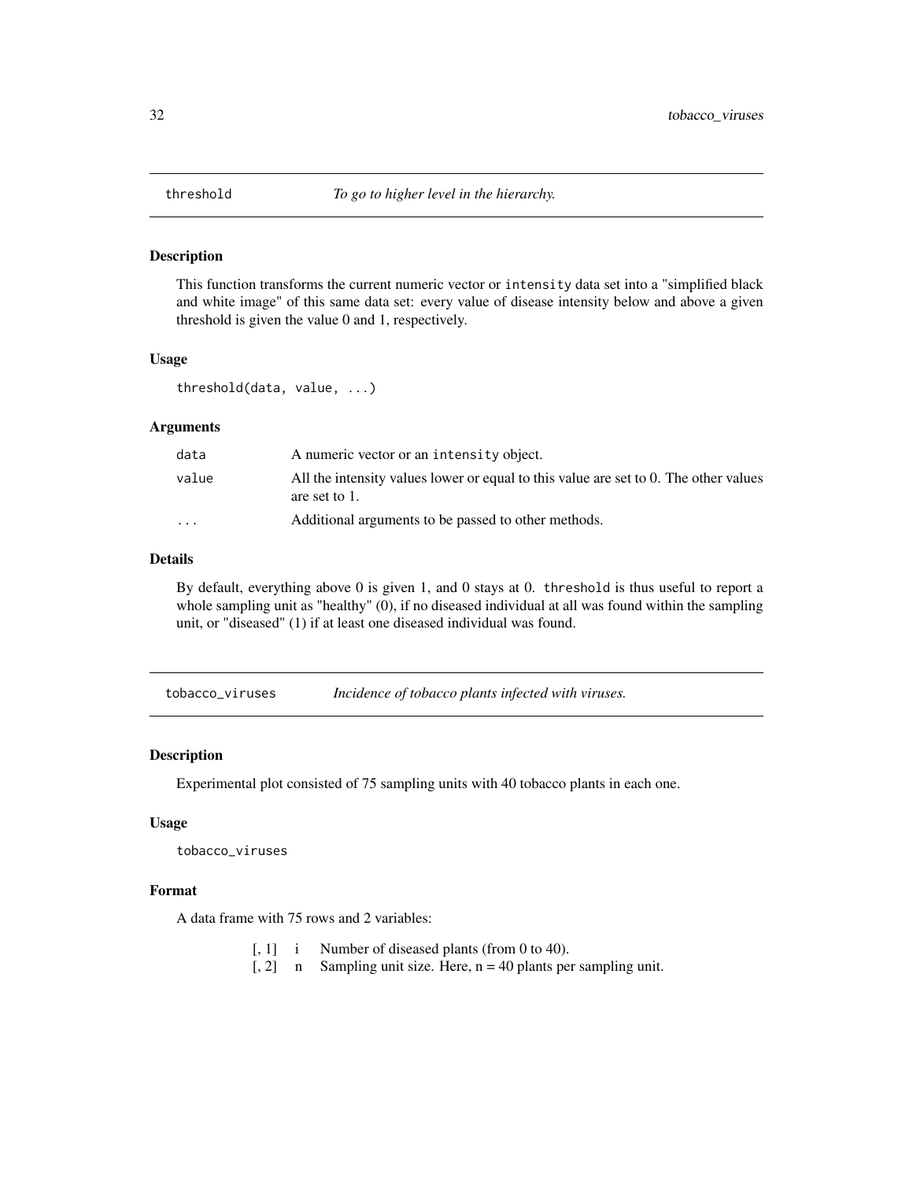## threshold — *To go to higher level in the hierarchy.*

### Description

This function transforms the current numeric vector or `intensity` data set into a "simplified black and white image" of this same data set: every value of disease intensity below and above a given threshold is given the value 0 and 1, respectively.

### Usage

```
threshold(data, value, ...)
```

### Arguments

| | |
|---|---|
| `data` | A numeric vector or an `intensity` object. |
| `value` | All the intensity values lower or equal to this value are set to 0. The other values are set to 1. |
| `...` | Additional arguments to be passed to other methods. |

### Details

By default, everything above 0 is given 1, and 0 stays at 0. `threshold` is thus useful to report a whole sampling unit as "healthy" (0), if no diseased individual at all was found within the sampling unit, or "diseased" (1) if at least one diseased individual was found.

## tobacco_viruses — *Incidence of tobacco plants infected with viruses.*

### Description

Experimental plot consisted of 75 sampling units with 40 tobacco plants in each one.

### Usage

```
tobacco_viruses
```

### Format

A data frame with 75 rows and 2 variables:

| | | |
|---|---|---|
| [, 1] | i | Number of diseased plants (from 0 to 40). |
| [, 2] | n | Sampling unit size. Here, n = 40 plants per sampling unit. |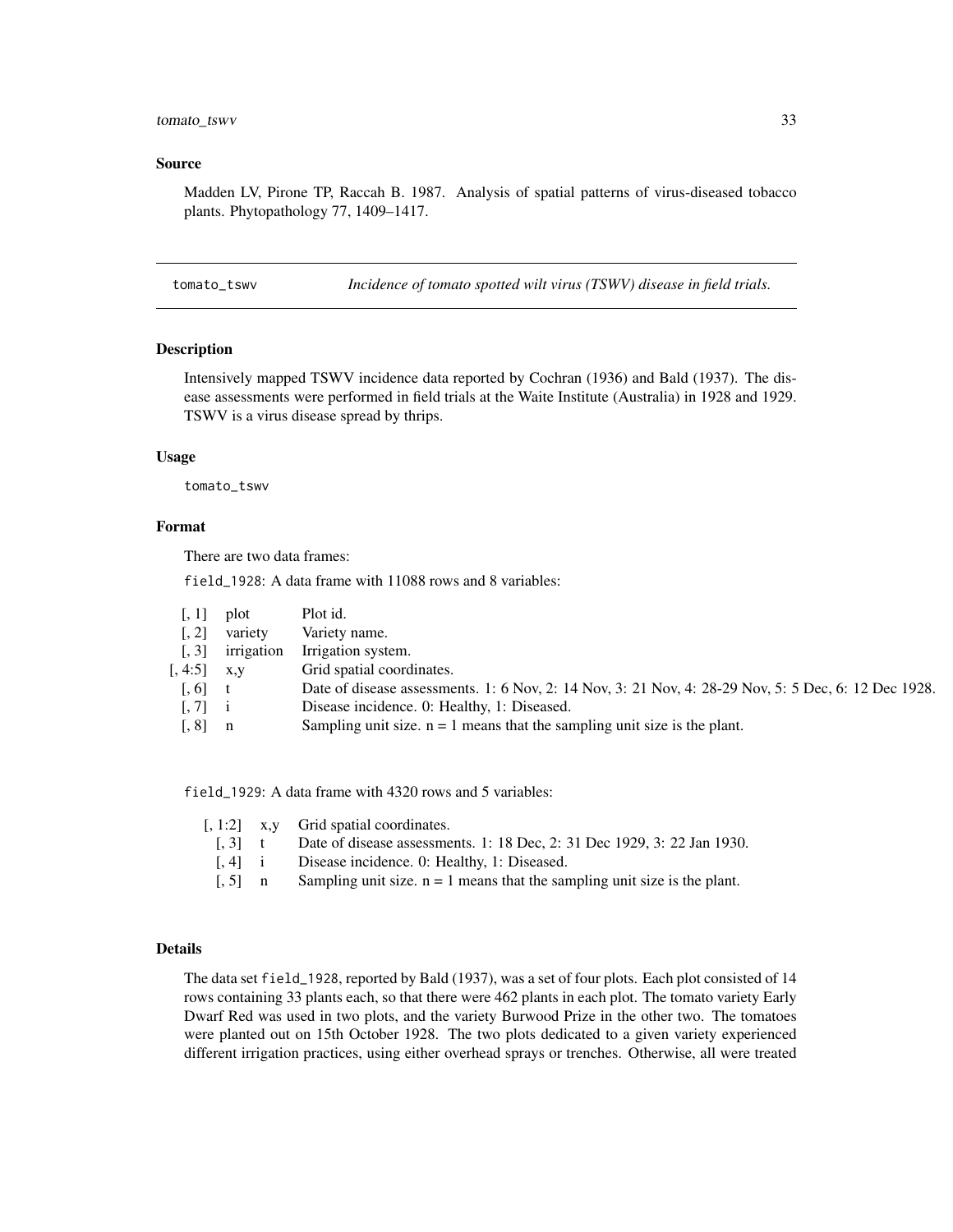## Source

Madden LV, Pirone TP, Raccah B. 1987. Analysis of spatial patterns of virus-diseased tobacco plants. Phytopathology 77, 1409–1417.

---

## tomato_tswv — *Incidence of tomato spotted wilt virus (TSWV) disease in field trials.*

### Description

Intensively mapped TSWV incidence data reported by Cochran (1936) and Bald (1937). The disease assessments were performed in field trials at the Waite Institute (Australia) in 1928 and 1929. TSWV is a virus disease spread by thrips.

### Usage

```
tomato_tswv
```

### Format

There are two data frames:

`field_1928`: A data frame with 11088 rows and 8 variables:

| | | |
|---|---|---|
| [, 1] | plot | Plot id. |
| [, 2] | variety | Variety name. |
| [, 3] | irrigation | Irrigation system. |
| [, 4:5] | x,y | Grid spatial coordinates. |
| [, 6] | t | Date of disease assessments. 1: 6 Nov, 2: 14 Nov, 3: 21 Nov, 4: 28-29 Nov, 5: 5 Dec, 6: 12 Dec 1928. |
| [, 7] | i | Disease incidence. 0: Healthy, 1: Diseased. |
| [, 8] | n | Sampling unit size. n = 1 means that the sampling unit size is the plant. |

`field_1929`: A data frame with 4320 rows and 5 variables:

| | | |
|---|---|---|
| [, 1:2] | x,y | Grid spatial coordinates. |
| [, 3] | t | Date of disease assessments. 1: 18 Dec, 2: 31 Dec 1929, 3: 22 Jan 1930. |
| [, 4] | i | Disease incidence. 0: Healthy, 1: Diseased. |
| [, 5] | n | Sampling unit size. n = 1 means that the sampling unit size is the plant. |

### Details

The data set `field_1928`, reported by Bald (1937), was a set of four plots. Each plot consisted of 14 rows containing 33 plants each, so that there were 462 plants in each plot. The tomato variety Early Dwarf Red was used in two plots, and the variety Burwood Prize in the other two. The tomatoes were planted out on 15th October 1928. The two plots dedicated to a given variety experienced different irrigation practices, using either overhead sprays or trenches. Otherwise, all were treated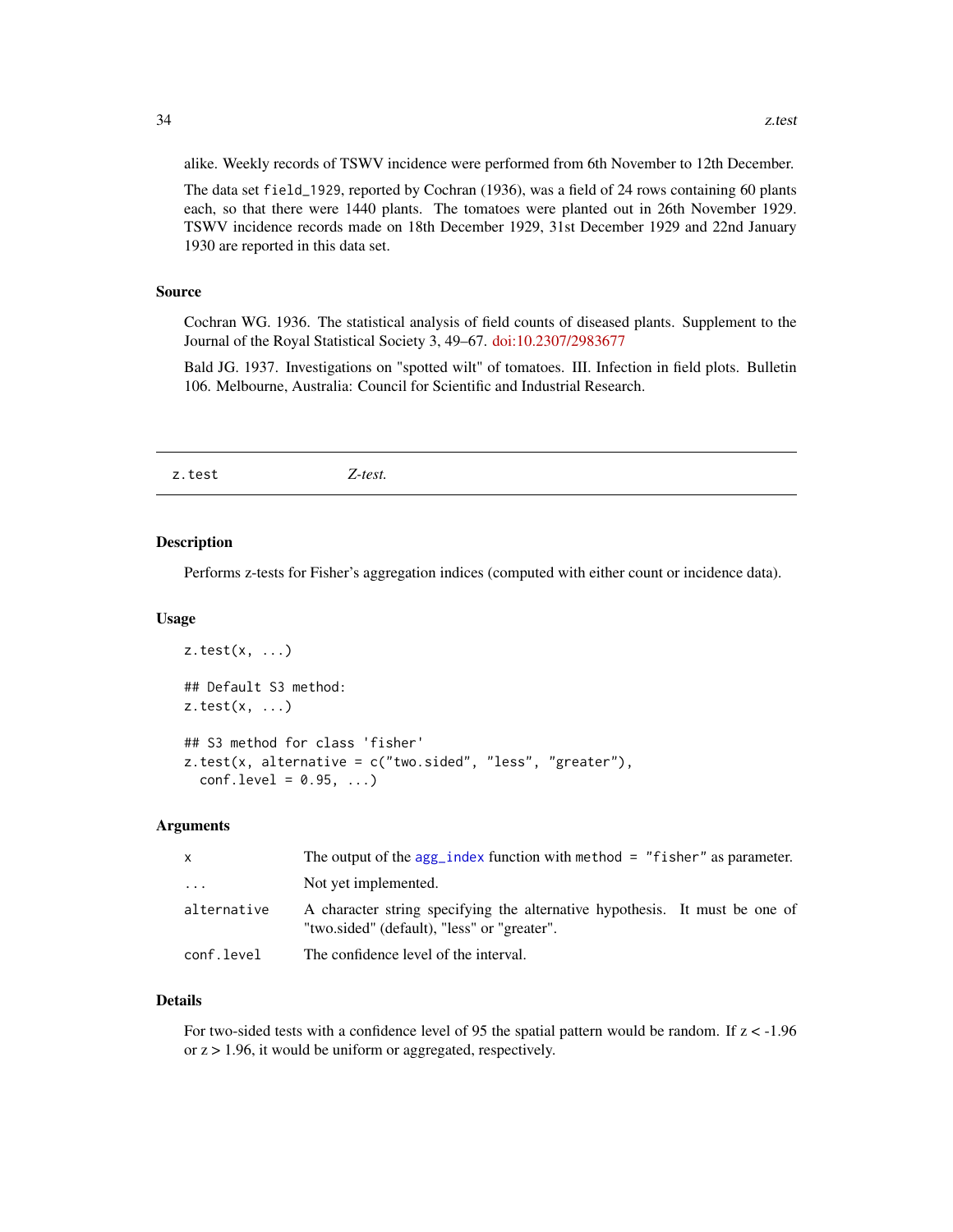alike. Weekly records of TSWV incidence were performed from 6th November to 12th December.

The data set `field_1929`, reported by Cochran (1936), was a field of 24 rows containing 60 plants each, so that there were 1440 plants. The tomatoes were planted out in 26th November 1929. TSWV incidence records made on 18th December 1929, 31st December 1929 and 22nd January 1930 are reported in this data set.

### Source

Cochran WG. 1936. The statistical analysis of field counts of diseased plants. Supplement to the Journal of the Royal Statistical Society 3, 49–67. doi:10.2307/2983677

Bald JG. 1937. Investigations on "spotted wilt" of tomatoes. III. Infection in field plots. Bulletin 106. Melbourne, Australia: Council for Scientific and Industrial Research.

---

## z.test — *Z-test.*

---

### Description

Performs z-tests for Fisher's aggregation indices (computed with either count or incidence data).

### Usage

```
z.test(x, ...)

## Default S3 method:
z.test(x, ...)

## S3 method for class 'fisher'
z.test(x, alternative = c("two.sided", "less", "greater"),
  conf.level = 0.95, ...)
```

### Arguments

| | |
|---|---|
| `x` | The output of the `agg_index` function with `method = "fisher"` as parameter. |
| `...` | Not yet implemented. |
| `alternative` | A character string specifying the alternative hypothesis. It must be one of "two.sided" (default), "less" or "greater". |
| `conf.level` | The confidence level of the interval. |

### Details

For two-sided tests with a confidence level of 95 the spatial pattern would be random. If $z < -1.96$ or $z > 1.96$, it would be uniform or aggregated, respectively.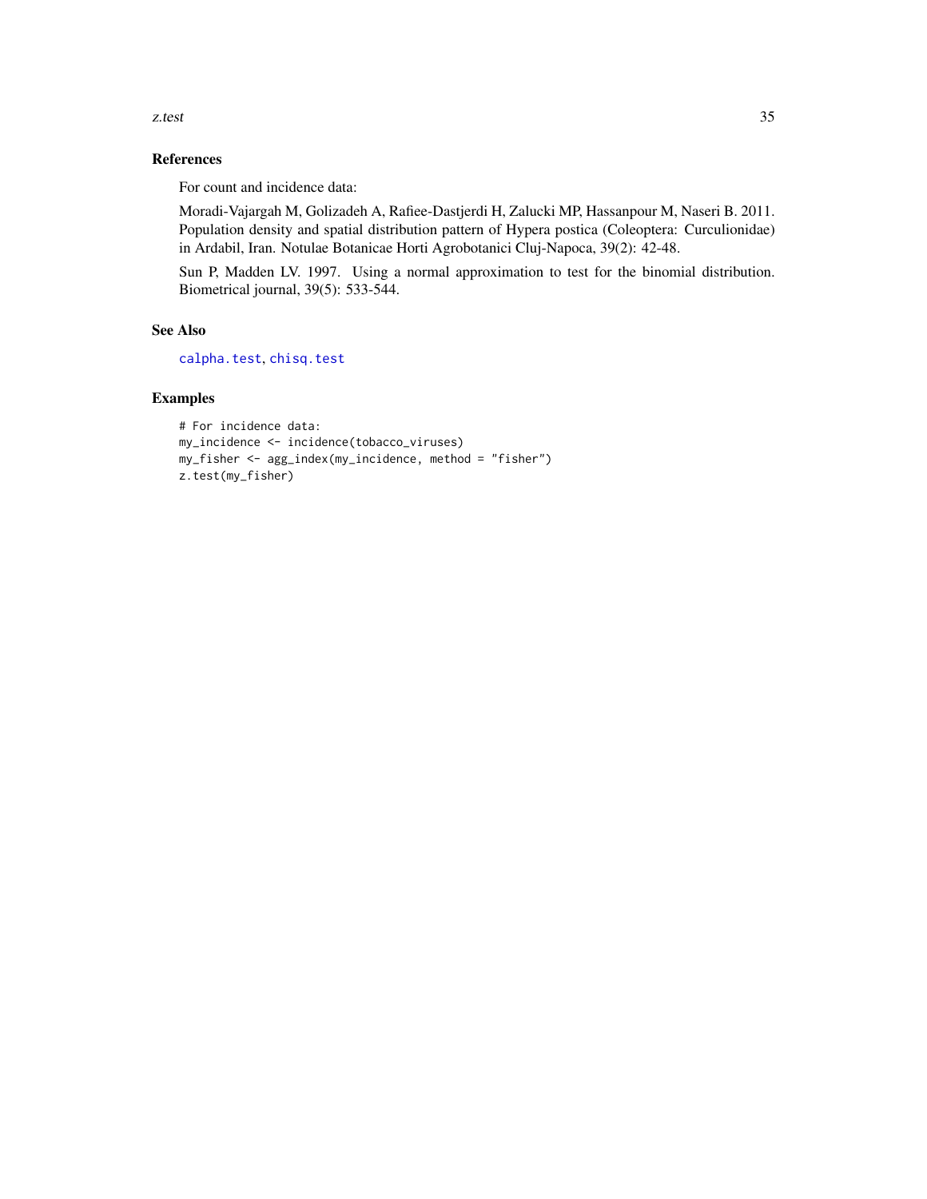## References

For count and incidence data:

Moradi-Vajargah M, Golizadeh A, Rafiee-Dastjerdi H, Zalucki MP, Hassanpour M, Naseri B. 2011. Population density and spatial distribution pattern of Hypera postica (Coleoptera: Curculionidae) in Ardabil, Iran. Notulae Botanicae Horti Agrobotanici Cluj-Napoca, 39(2): 42-48.

Sun P, Madden LV. 1997. Using a normal approximation to test for the binomial distribution. Biometrical journal, 39(5): 533-544.

## See Also

calpha.test, chisq.test

## Examples

```
# For incidence data:
my_incidence <- incidence(tobacco_viruses)
my_fisher <- agg_index(my_incidence, method = "fisher")
z.test(my_fisher)
```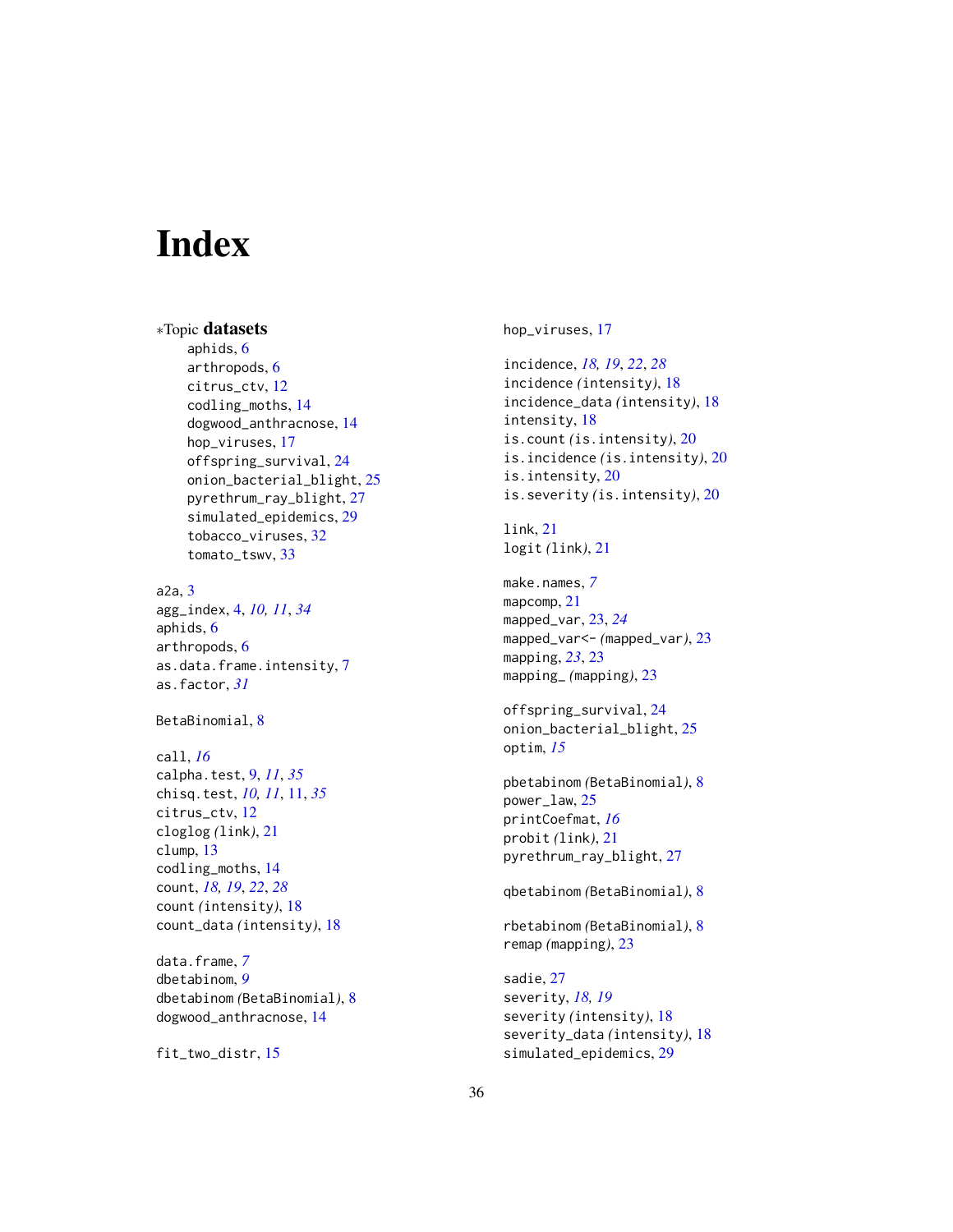# Index

*Topic **datasets**

- aphids, 6
- arthropods, 6
- citrus_ctv, 12
- codling_moths, 14
- dogwood_anthracnose, 14
- hop_viruses, 17
- offspring_survival, 24
- onion_bacterial_blight, 25
- pyrethrum_ray_blight, 27
- simulated_epidemics, 29
- tobacco_viruses, 32
- tomato_tswv, 33

a2a, 3
agg_index, 4, *10, 11*, *34*
aphids, 6
arthropods, 6
as.data.frame.intensity, 7
as.factor, *31*

BetaBinomial, 8

call, *16*
calpha.test, 9, *11*, *35*
chisq.test, *10, 11*, 11, *35*
citrus_ctv, 12
cloglog *(link)*, 21
clump, 13
codling_moths, 14
count, *18, 19*, *22*, *28*
count *(intensity)*, 18
count_data *(intensity)*, 18

data.frame, *7*
dbetabinom, *9*
dbetabinom *(BetaBinomial)*, 8
dogwood_anthracnose, 14

fit_two_distr, 15

hop_viruses, 17

incidence, *18, 19*, *22*, *28*
incidence *(intensity)*, 18
incidence_data *(intensity)*, 18
intensity, 18
is.count *(is.intensity)*, 20
is.incidence *(is.intensity)*, 20
is.intensity, 20
is.severity *(is.intensity)*, 20

link, 21
logit *(link)*, 21

make.names, *7*
mapcomp, 21
mapped_var, 23, *24*
mapped_var<- *(mapped_var)*, 23
mapping, *23*, 23
mapping_ *(mapping)*, 23

offspring_survival, 24
onion_bacterial_blight, 25
optim, *15*

pbetabinom *(BetaBinomial)*, 8
power_law, 25
printCoefmat, *16*
probit *(link)*, 21
pyrethrum_ray_blight, 27

qbetabinom *(BetaBinomial)*, 8

rbetabinom *(BetaBinomial)*, 8
remap *(mapping)*, 23

sadie, 27
severity, *18, 19*
severity *(intensity)*, 18
severity_data *(intensity)*, 18
simulated_epidemics, 29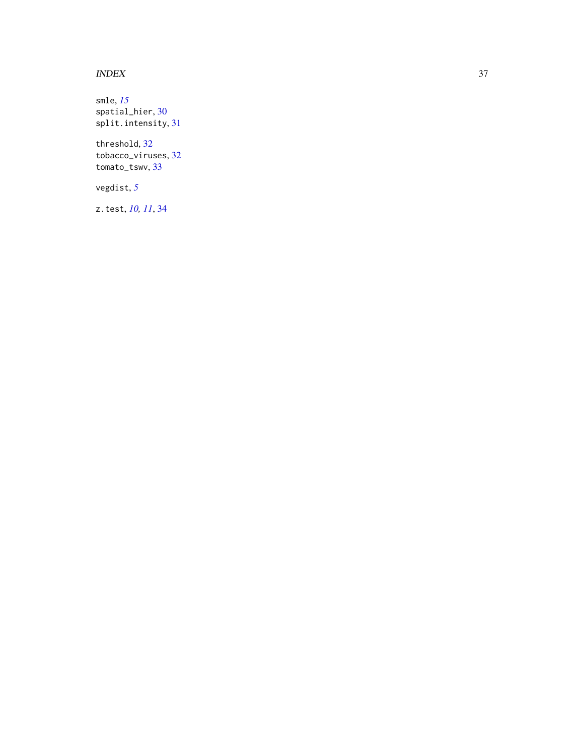smle, *15*
spatial_hier, 30
split.intensity, 31

threshold, 32
tobacco_viruses, 32
tomato_tswv, 33

vegdist, *5*

z.test, *10, 11*, 34